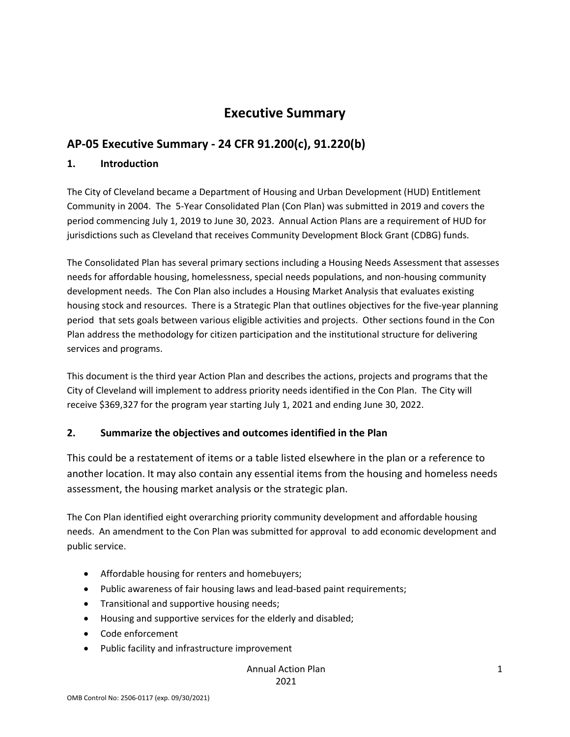# Executive Summary

## AP-05 Executive Summary - 24 CFR 91.200(c), 91.220(b)

### 1. Introduction

The City of Cleveland became a Department of Housing and Urban Development (HUD) Entitlement Community in 2004. The 5-Year Consolidated Plan (Con Plan) was submitted in 2019 and covers the period commencing July 1, 2019 to June 30, 2023. Annual Action Plans are a requirement of HUD for jurisdictions such as Cleveland that receives Community Development Block Grant (CDBG) funds.

The Consolidated Plan has several primary sections including a Housing Needs Assessment that assesses needs for affordable housing, homelessness, special needs populations, and non-housing community development needs. The Con Plan also includes a Housing Market Analysis that evaluates existing housing stock and resources. There is a Strategic Plan that outlines objectives for the five-year planning period that sets goals between various eligible activities and projects. Other sections found in the Con Plan address the methodology for citizen participation and the institutional structure for delivering services and programs.

This document is the third year Action Plan and describes the actions, projects and programs that the City of Cleveland will implement to address priority needs identified in the Con Plan. The City will receive $369,327 for the program year starting July 1, 2021 and ending June 30, 2022.

### 2. Summarize the objectives and outcomes identified in the Plan

This could be a restatement of items or a table listed elsewhere in the plan or a reference to another location. It may also contain any essential items from the housing and homeless needs assessment, the housing market analysis or the strategic plan.

The Con Plan identified eight overarching priority community development and affordable housing needs. An amendment to the Con Plan was submitted for approval to add economic development and public service.

- Affordable housing for renters and homebuyers;
- Public awareness of fair housing laws and lead-based paint requirements;
- Transitional and supportive housing needs;
- Housing and supportive services for the elderly and disabled;
- Code enforcement
- Public facility and infrastructure improvement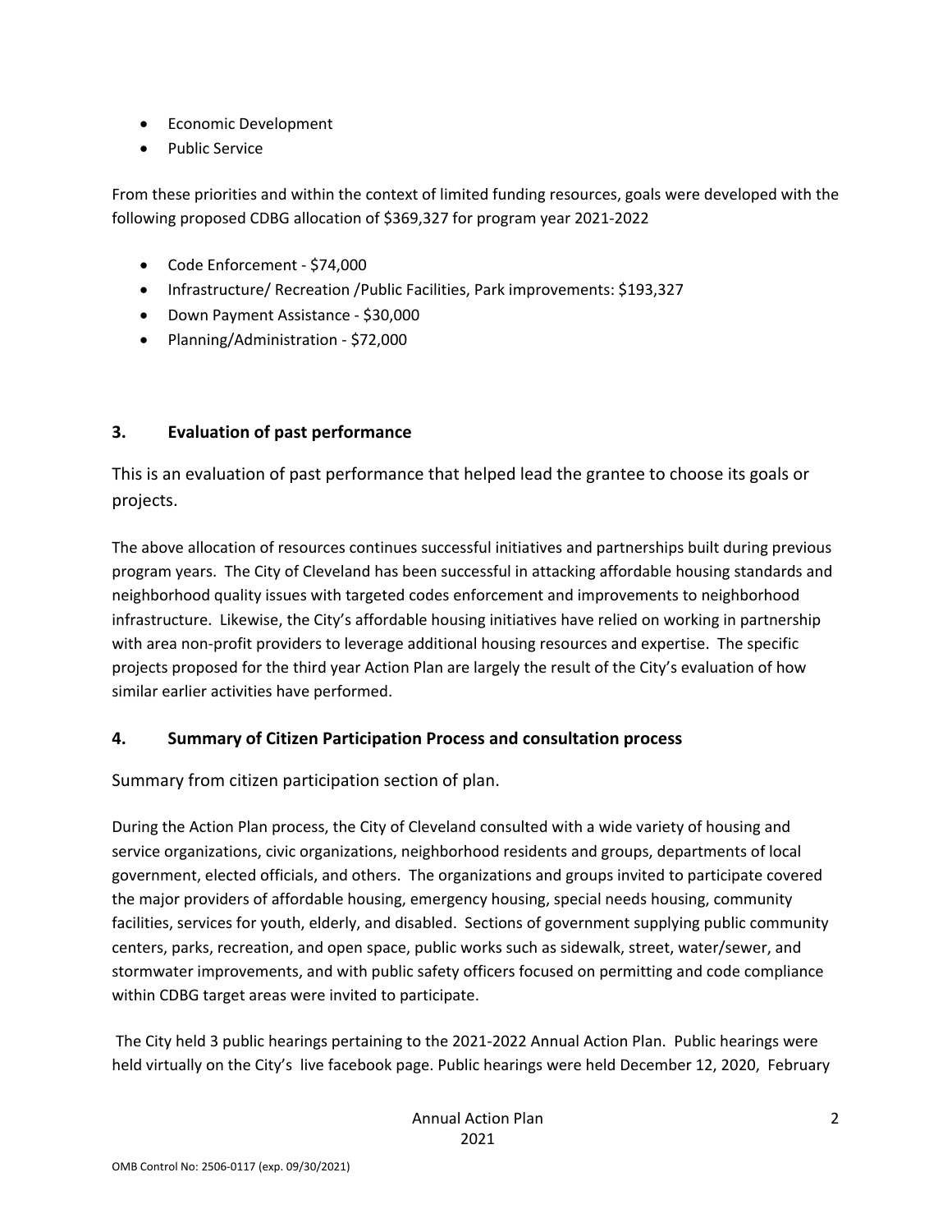- Economic Development
- Public Service

From these priorities and within the context of limited funding resources, goals were developed with the following proposed CDBG allocation of $369,327 for program year 2021-2022

- Code Enforcement - $74,000
- Infrastructure/ Recreation /Public Facilities, Park improvements: $193,327
- Down Payment Assistance - $30,000
- Planning/Administration - $72,000

## 3. Evaluation of past performance

This is an evaluation of past performance that helped lead the grantee to choose its goals or projects.

The above allocation of resources continues successful initiatives and partnerships built during previous program years. The City of Cleveland has been successful in attacking affordable housing standards and neighborhood quality issues with targeted codes enforcement and improvements to neighborhood infrastructure. Likewise, the City's affordable housing initiatives have relied on working in partnership with area non-profit providers to leverage additional housing resources and expertise. The specific projects proposed for the third year Action Plan are largely the result of the City's evaluation of how similar earlier activities have performed.

## 4. Summary of Citizen Participation Process and consultation process

Summary from citizen participation section of plan.

During the Action Plan process, the City of Cleveland consulted with a wide variety of housing and service organizations, civic organizations, neighborhood residents and groups, departments of local government, elected officials, and others. The organizations and groups invited to participate covered the major providers of affordable housing, emergency housing, special needs housing, community facilities, services for youth, elderly, and disabled. Sections of government supplying public community centers, parks, recreation, and open space, public works such as sidewalk, street, water/sewer, and stormwater improvements, and with public safety officers focused on permitting and code compliance within CDBG target areas were invited to participate.

The City held 3 public hearings pertaining to the 2021-2022 Annual Action Plan. Public hearings were held virtually on the City's live facebook page. Public hearings were held December 12, 2020, February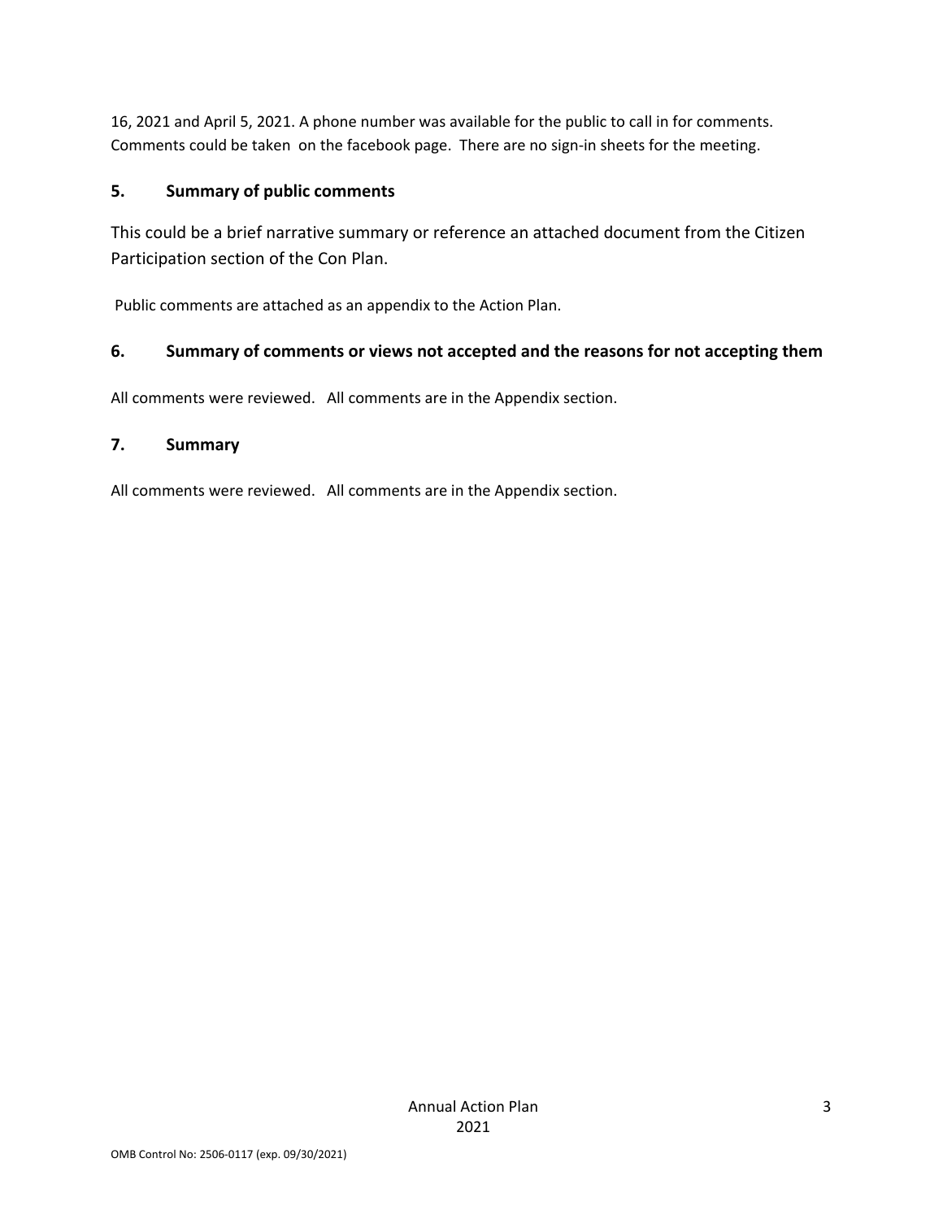16, 2021 and April 5, 2021. A phone number was available for the public to call in for comments. Comments could be taken on the facebook page. There are no sign-in sheets for the meeting.

## 5. Summary of public comments

This could be a brief narrative summary or reference an attached document from the Citizen Participation section of the Con Plan.

Public comments are attached as an appendix to the Action Plan.

## 6. Summary of comments or views not accepted and the reasons for not accepting them

All comments were reviewed. All comments are in the Appendix section.

## 7. Summary

All comments were reviewed. All comments are in the Appendix section.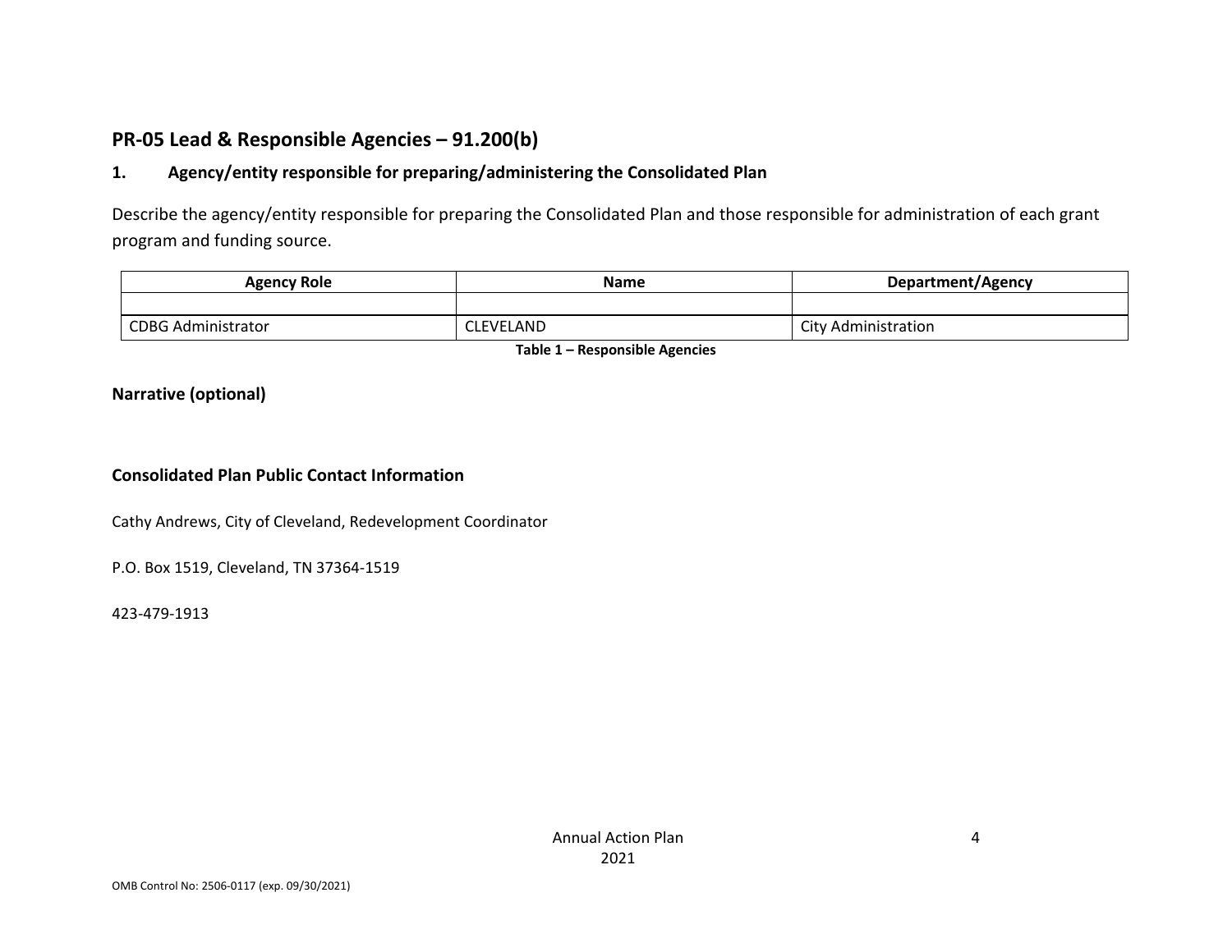## PR-05 Lead & Responsible Agencies – 91.200(b)

### 1. Agency/entity responsible for preparing/administering the Consolidated Plan

Describe the agency/entity responsible for preparing the Consolidated Plan and those responsible for administration of each grant program and funding source.

| Agency Role | Name | Department/Agency |
|---|---|---|
| | | |
| CDBG Administrator | CLEVELAND | City Administration |

**Table 1 – Responsible Agencies**

### Narrative (optional)

### Consolidated Plan Public Contact Information

Cathy Andrews, City of Cleveland, Redevelopment Coordinator

P.O. Box 1519, Cleveland, TN 37364-1519

423-479-1913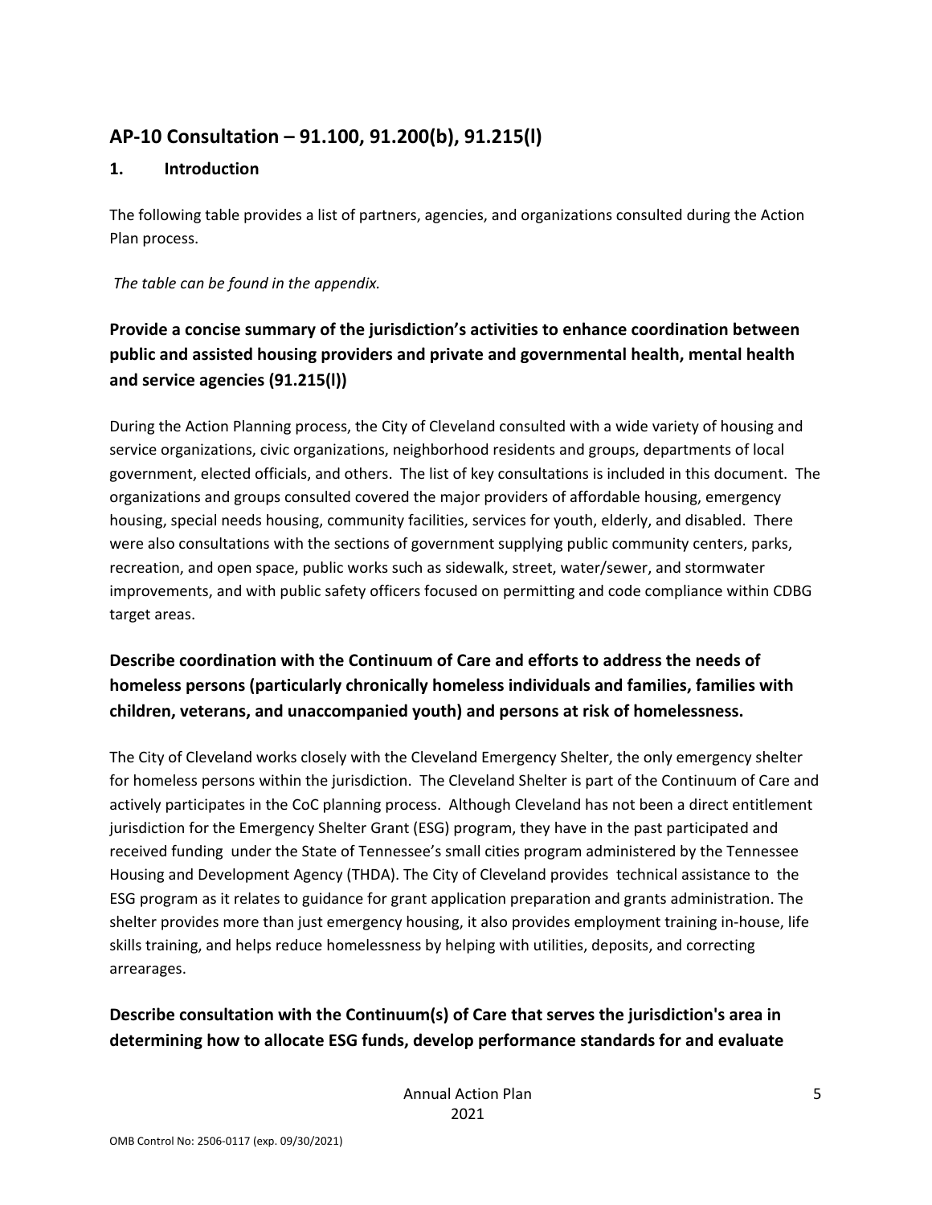## AP-10 Consultation – 91.100, 91.200(b), 91.215(l)

### 1. Introduction

The following table provides a list of partners, agencies, and organizations consulted during the Action Plan process.

*The table can be found in the appendix.*

### Provide a concise summary of the jurisdiction's activities to enhance coordination between public and assisted housing providers and private and governmental health, mental health and service agencies (91.215(l))

During the Action Planning process, the City of Cleveland consulted with a wide variety of housing and service organizations, civic organizations, neighborhood residents and groups, departments of local government, elected officials, and others. The list of key consultations is included in this document. The organizations and groups consulted covered the major providers of affordable housing, emergency housing, special needs housing, community facilities, services for youth, elderly, and disabled. There were also consultations with the sections of government supplying public community centers, parks, recreation, and open space, public works such as sidewalk, street, water/sewer, and stormwater improvements, and with public safety officers focused on permitting and code compliance within CDBG target areas.

### Describe coordination with the Continuum of Care and efforts to address the needs of homeless persons (particularly chronically homeless individuals and families, families with children, veterans, and unaccompanied youth) and persons at risk of homelessness.

The City of Cleveland works closely with the Cleveland Emergency Shelter, the only emergency shelter for homeless persons within the jurisdiction. The Cleveland Shelter is part of the Continuum of Care and actively participates in the CoC planning process. Although Cleveland has not been a direct entitlement jurisdiction for the Emergency Shelter Grant (ESG) program, they have in the past participated and received funding under the State of Tennessee's small cities program administered by the Tennessee Housing and Development Agency (THDA). The City of Cleveland provides technical assistance to the ESG program as it relates to guidance for grant application preparation and grants administration. The shelter provides more than just emergency housing, it also provides employment training in-house, life skills training, and helps reduce homelessness by helping with utilities, deposits, and correcting arrearages.

### Describe consultation with the Continuum(s) of Care that serves the jurisdiction's area in determining how to allocate ESG funds, develop performance standards for and evaluate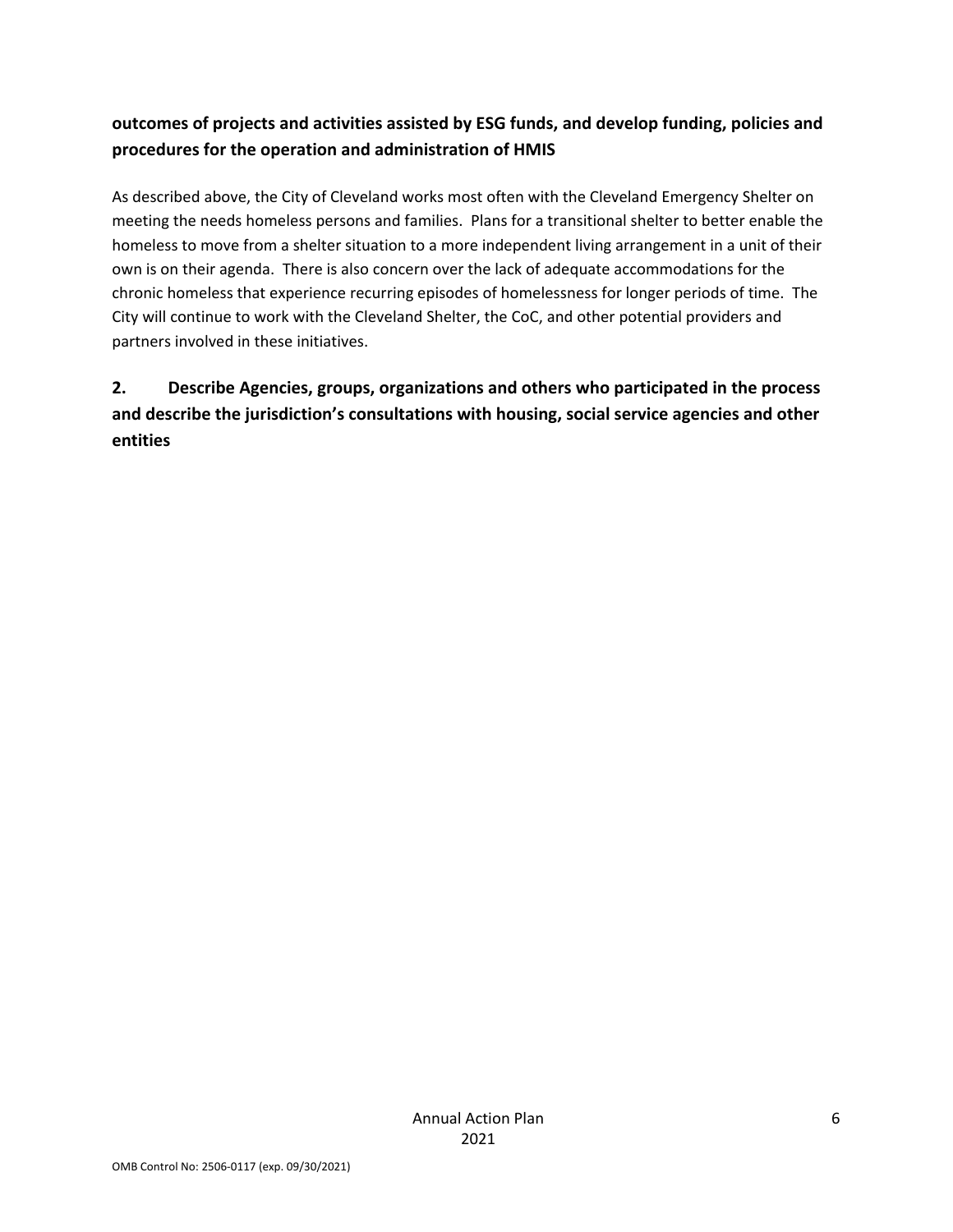**outcomes of projects and activities assisted by ESG funds, and develop funding, policies and procedures for the operation and administration of HMIS**

As described above, the City of Cleveland works most often with the Cleveland Emergency Shelter on meeting the needs homeless persons and families. Plans for a transitional shelter to better enable the homeless to move from a shelter situation to a more independent living arrangement in a unit of their own is on their agenda. There is also concern over the lack of adequate accommodations for the chronic homeless that experience recurring episodes of homelessness for longer periods of time. The City will continue to work with the Cleveland Shelter, the CoC, and other potential providers and partners involved in these initiatives.

## 2. Describe Agencies, groups, organizations and others who participated in the process and describe the jurisdiction's consultations with housing, social service agencies and other entities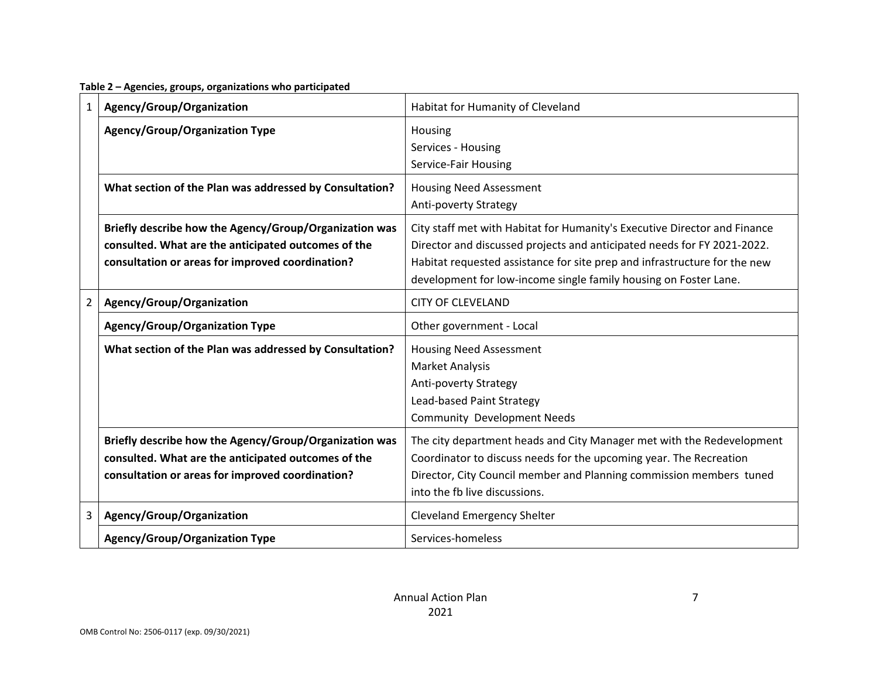**Table 2 – Agencies, groups, organizations who participated**

| | | |
|---|---|---|
| 1 | **Agency/Group/Organization** | Habitat for Humanity of Cleveland |
| | **Agency/Group/Organization Type** | Housing<br>Services - Housing<br>Service-Fair Housing |
| | **What section of the Plan was addressed by Consultation?** | Housing Need Assessment<br>Anti-poverty Strategy |
| | **Briefly describe how the Agency/Group/Organization was consulted. What are the anticipated outcomes of the consultation or areas for improved coordination?** | City staff met with Habitat for Humanity's Executive Director and Finance Director and discussed projects and anticipated needs for FY 2021-2022. Habitat requested assistance for site prep and infrastructure for the new development for low-income single family housing on Foster Lane. |
| 2 | **Agency/Group/Organization** | CITY OF CLEVELAND |
| | **Agency/Group/Organization Type** | Other government - Local |
| | **What section of the Plan was addressed by Consultation?** | Housing Need Assessment<br>Market Analysis<br>Anti-poverty Strategy<br>Lead-based Paint Strategy<br>Community Development Needs |
| | **Briefly describe how the Agency/Group/Organization was consulted. What are the anticipated outcomes of the consultation or areas for improved coordination?** | The city department heads and City Manager met with the Redevelopment Coordinator to discuss needs for the upcoming year. The Recreation Director, City Council member and Planning commission members tuned into the fb live discussions. |
| 3 | **Agency/Group/Organization** | Cleveland Emergency Shelter |
| | **Agency/Group/Organization Type** | Services-homeless |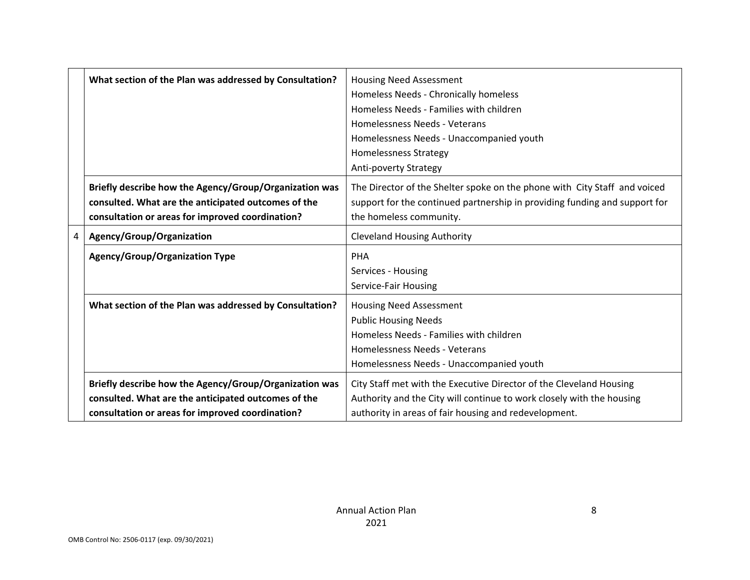| | | |
|---|---|---|
| | **What section of the Plan was addressed by Consultation?** | Housing Need Assessment<br>Homeless Needs - Chronically homeless<br>Homeless Needs - Families with children<br>Homelessness Needs - Veterans<br>Homelessness Needs - Unaccompanied youth<br>Homelessness Strategy<br>Anti-poverty Strategy |
| | **Briefly describe how the Agency/Group/Organization was consulted. What are the anticipated outcomes of the consultation or areas for improved coordination?** | The Director of the Shelter spoke on the phone with City Staff and voiced support for the continued partnership in providing funding and support for the homeless community. |
| 4 | **Agency/Group/Organization** | Cleveland Housing Authority |
| | **Agency/Group/Organization Type** | PHA<br>Services - Housing<br>Service-Fair Housing |
| | **What section of the Plan was addressed by Consultation?** | Housing Need Assessment<br>Public Housing Needs<br>Homeless Needs - Families with children<br>Homelessness Needs - Veterans<br>Homelessness Needs - Unaccompanied youth |
| | **Briefly describe how the Agency/Group/Organization was consulted. What are the anticipated outcomes of the consultation or areas for improved coordination?** | City Staff met with the Executive Director of the Cleveland Housing Authority and the City will continue to work closely with the housing authority in areas of fair housing and redevelopment. |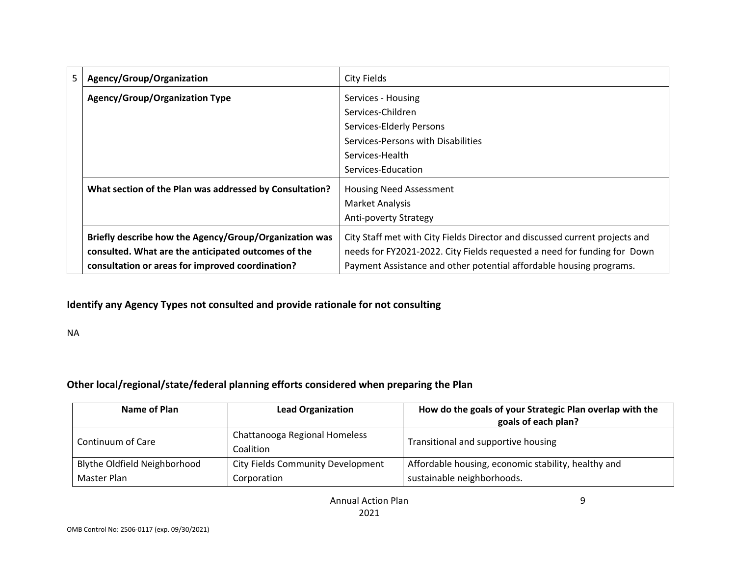| 5 | Agency/Group/Organization | City Fields |
|---|---|---|
| | **Agency/Group/Organization Type** | Services - Housing<br>Services-Children<br>Services-Elderly Persons<br>Services-Persons with Disabilities<br>Services-Health<br>Services-Education |
| | **What section of the Plan was addressed by Consultation?** | Housing Need Assessment<br>Market Analysis<br>Anti-poverty Strategy |
| | **Briefly describe how the Agency/Group/Organization was consulted. What are the anticipated outcomes of the consultation or areas for improved coordination?** | City Staff met with City Fields Director and discussed current projects and needs for FY2021-2022. City Fields requested a need for funding for Down Payment Assistance and other potential affordable housing programs. |

### Identify any Agency Types not consulted and provide rationale for not consulting

NA

### Other local/regional/state/federal planning efforts considered when preparing the Plan

| Name of Plan | Lead Organization | How do the goals of your Strategic Plan overlap with the goals of each plan? |
|---|---|---|
| Continuum of Care | Chattanooga Regional Homeless Coalition | Transitional and supportive housing |
| Blythe Oldfield Neighborhood Master Plan | City Fields Community Development Corporation | Affordable housing, economic stability, healthy and sustainable neighborhoods. |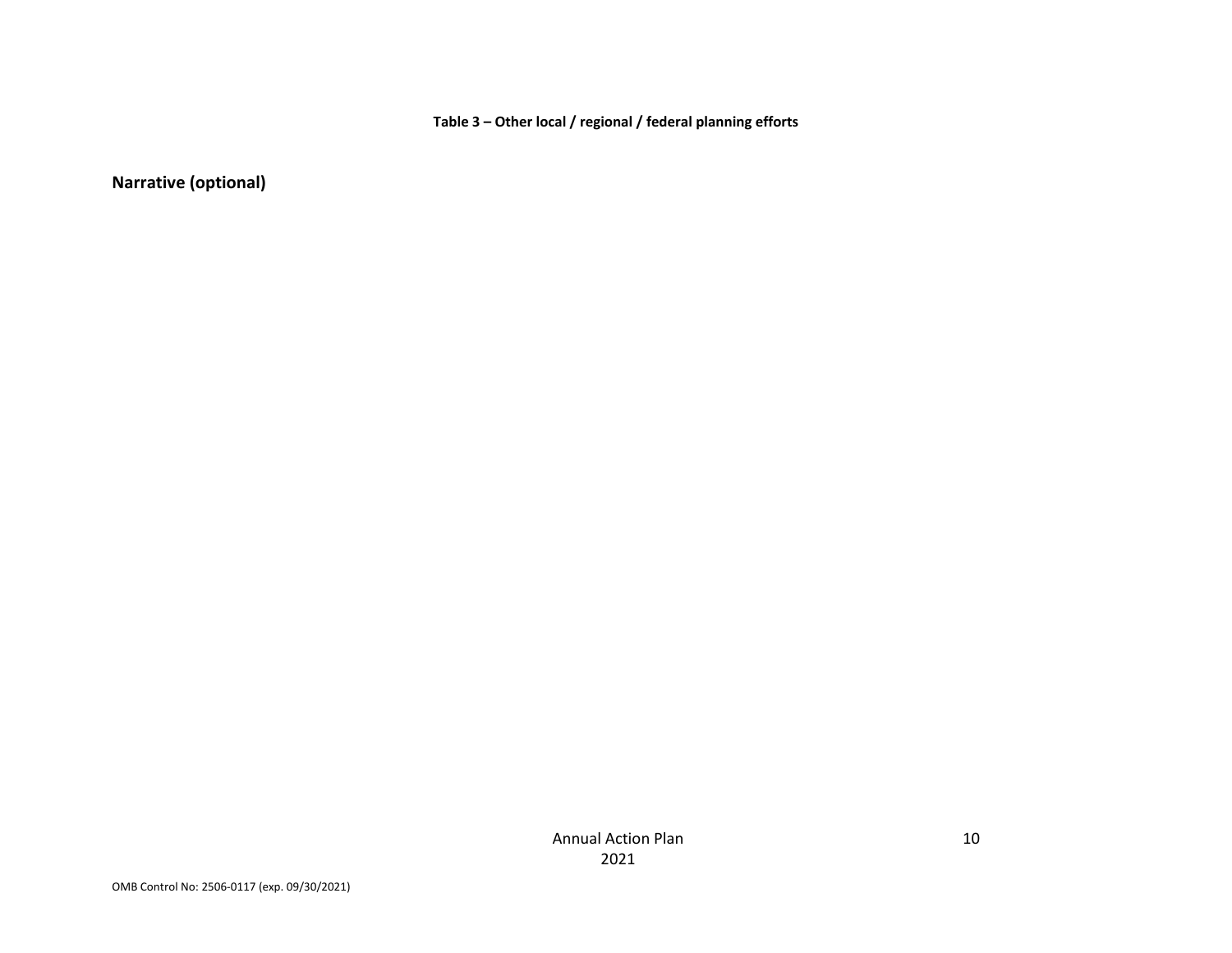**Table 3 – Other local / regional / federal planning efforts**

## Narrative (optional)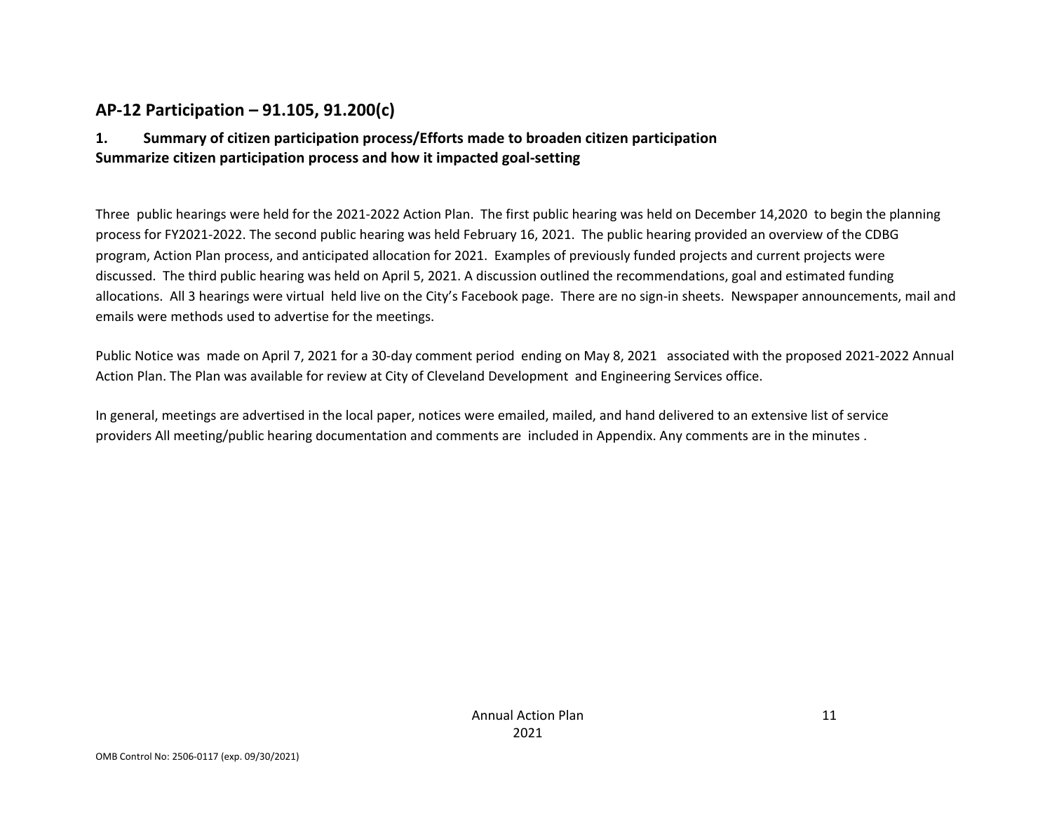## AP-12 Participation – 91.105, 91.200(c)

### 1. Summary of citizen participation process/Efforts made to broaden citizen participation
### Summarize citizen participation process and how it impacted goal-setting

Three public hearings were held for the 2021-2022 Action Plan. The first public hearing was held on December 14,2020 to begin the planning process for FY2021-2022. The second public hearing was held February 16, 2021. The public hearing provided an overview of the CDBG program, Action Plan process, and anticipated allocation for 2021. Examples of previously funded projects and current projects were discussed. The third public hearing was held on April 5, 2021. A discussion outlined the recommendations, goal and estimated funding allocations. All 3 hearings were virtual held live on the City's Facebook page. There are no sign-in sheets. Newspaper announcements, mail and emails were methods used to advertise for the meetings.

Public Notice was made on April 7, 2021 for a 30-day comment period ending on May 8, 2021 associated with the proposed 2021-2022 Annual Action Plan. The Plan was available for review at City of Cleveland Development and Engineering Services office.

In general, meetings are advertised in the local paper, notices were emailed, mailed, and hand delivered to an extensive list of service providers All meeting/public hearing documentation and comments are included in Appendix. Any comments are in the minutes .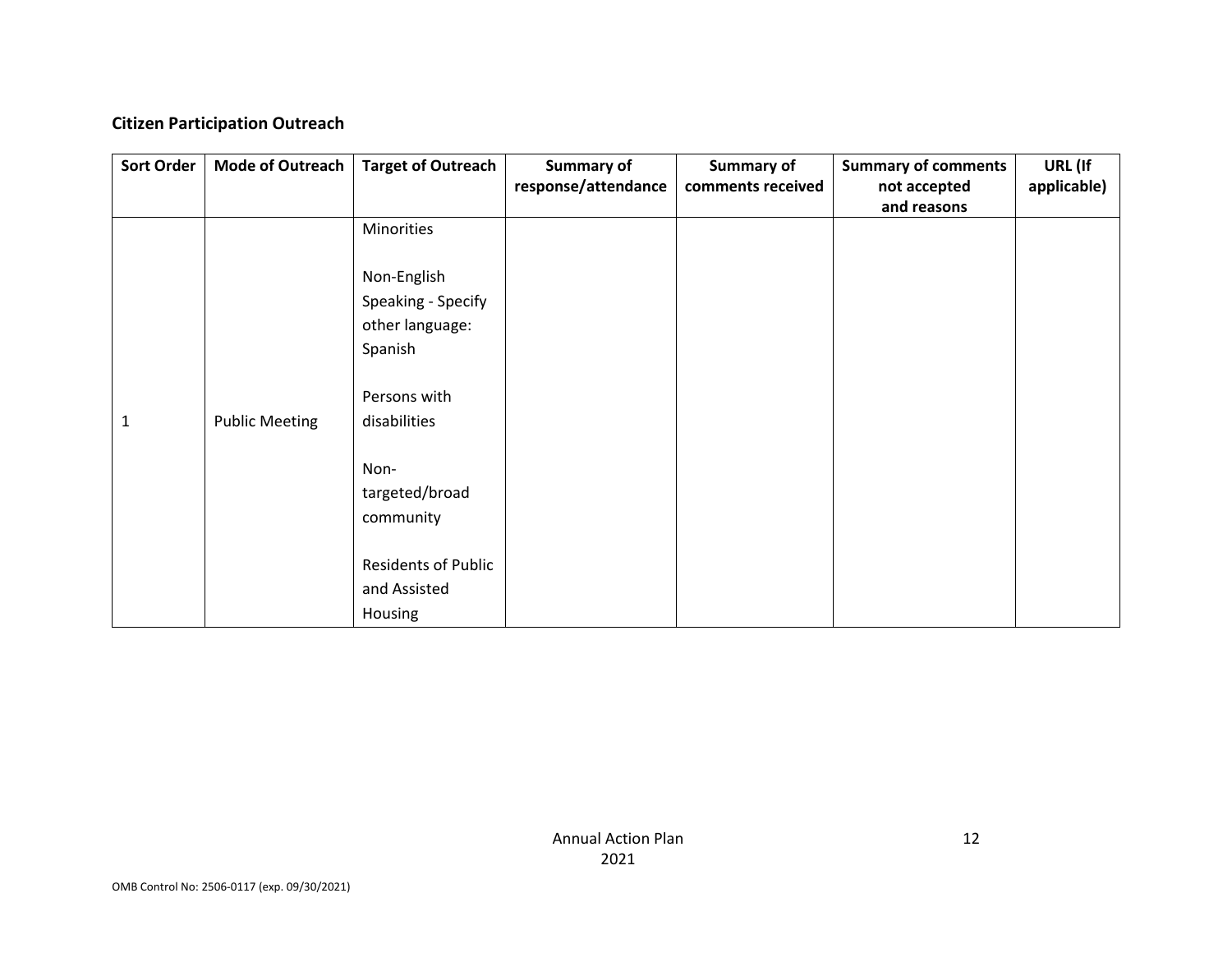**Citizen Participation Outreach**

| Sort Order | Mode of Outreach | Target of Outreach | Summary of response/attendance | Summary of comments received | Summary of comments not accepted and reasons | URL (If applicable) |
|---|---|---|---|---|---|---|
| 1 | Public Meeting | Minorities<br><br>Non-English Speaking - Specify other language: Spanish<br><br>Persons with disabilities<br><br>Non-targeted/broad community<br><br>Residents of Public and Assisted Housing | | | | |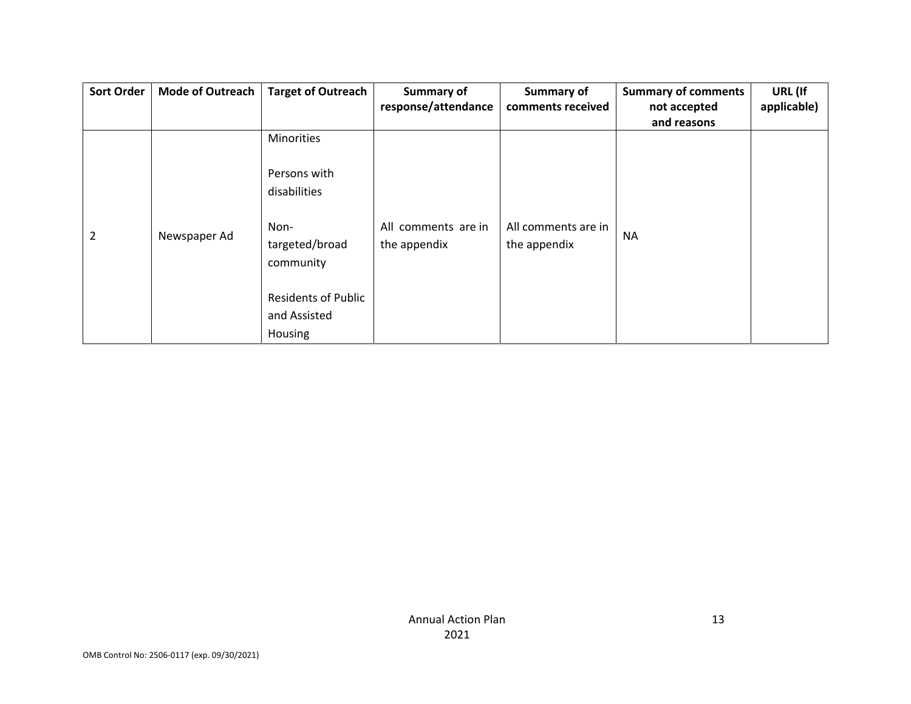| Sort Order | Mode of Outreach | Target of Outreach | Summary of response/attendance | Summary of comments received | Summary of comments not accepted and reasons | URL (If applicable) |
|---|---|---|---|---|---|---|
| 2 | Newspaper Ad | Minorities<br><br>Persons with disabilities<br><br>Non-targeted/broad community<br><br>Residents of Public and Assisted Housing | All comments are in the appendix | All comments are in the appendix | NA | |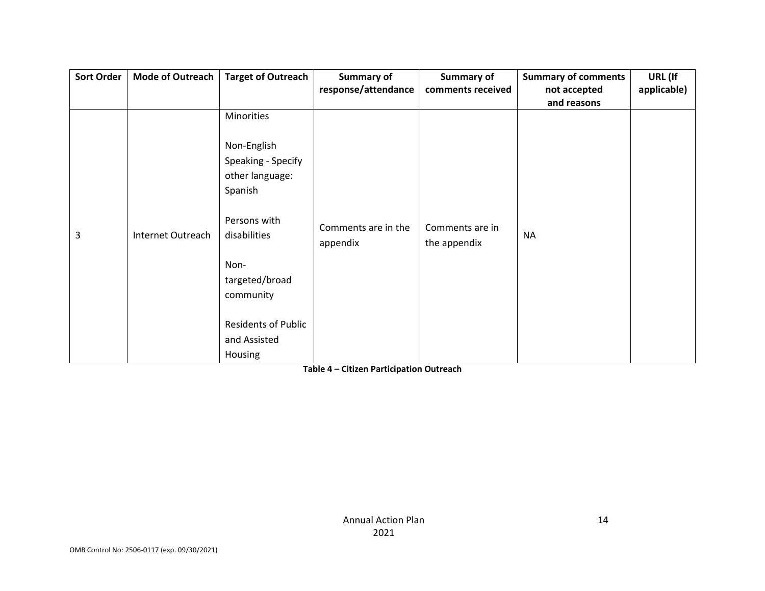| Sort Order | Mode of Outreach | Target of Outreach | Summary of response/attendance | Summary of comments received | Summary of comments not accepted and reasons | URL (If applicable) |
|---|---|---|---|---|---|---|
| 3 | Internet Outreach | Minorities<br><br>Non-English Speaking - Specify other language: Spanish<br><br>Persons with disabilities<br><br>Non-targeted/broad community<br><br>Residents of Public and Assisted Housing | Comments are in the appendix | Comments are in the appendix | NA | |

**Table 4 – Citizen Participation Outreach**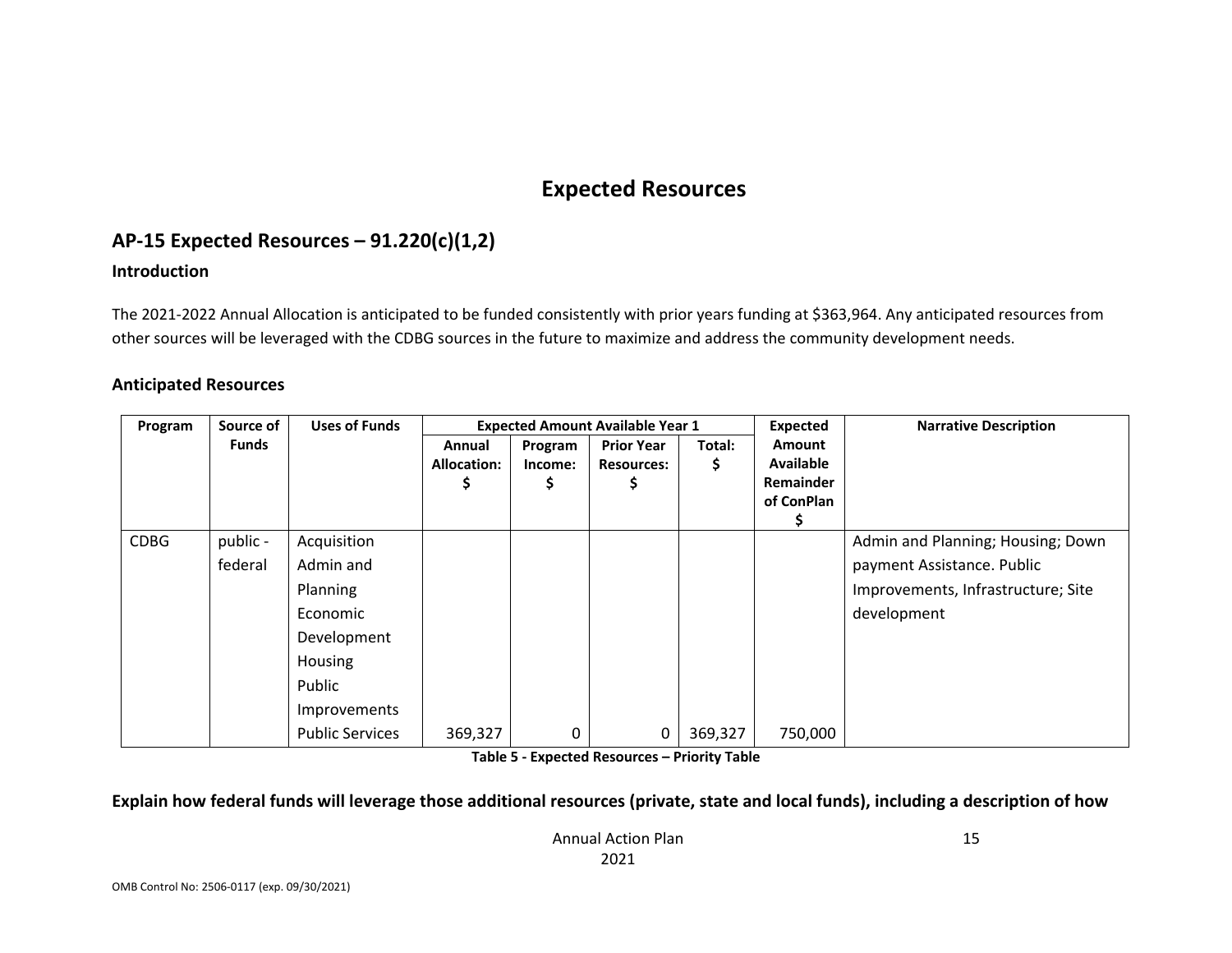# Expected Resources

## AP-15 Expected Resources – 91.220(c)(1,2)

### Introduction

The 2021-2022 Annual Allocation is anticipated to be funded consistently with prior years funding at $363,964. Any anticipated resources from other sources will be leveraged with the CDBG sources in the future to maximize and address the community development needs.

### Anticipated Resources

| Program | Source of Funds | Uses of Funds | Expected Amount Available Year 1 | | | | Expected Amount Available Remainder of ConPlan $ | Narrative Description |
|---|---|---|---|---|---|---|---|---|
| | | | Annual Allocation: $ | Program Income: $ | Prior Year Resources: $ | Total: $ | | |
| CDBG | public - federal | Acquisition<br>Admin and Planning<br>Economic Development<br>Housing<br>Public Improvements<br>Public Services | 369,327 | 0 | 0 | 369,327 | 750,000 | Admin and Planning; Housing; Down payment Assistance. Public Improvements, Infrastructure; Site development |

**Table 5 - Expected Resources – Priority Table**

**Explain how federal funds will leverage those additional resources (private, state and local funds), including a description of how**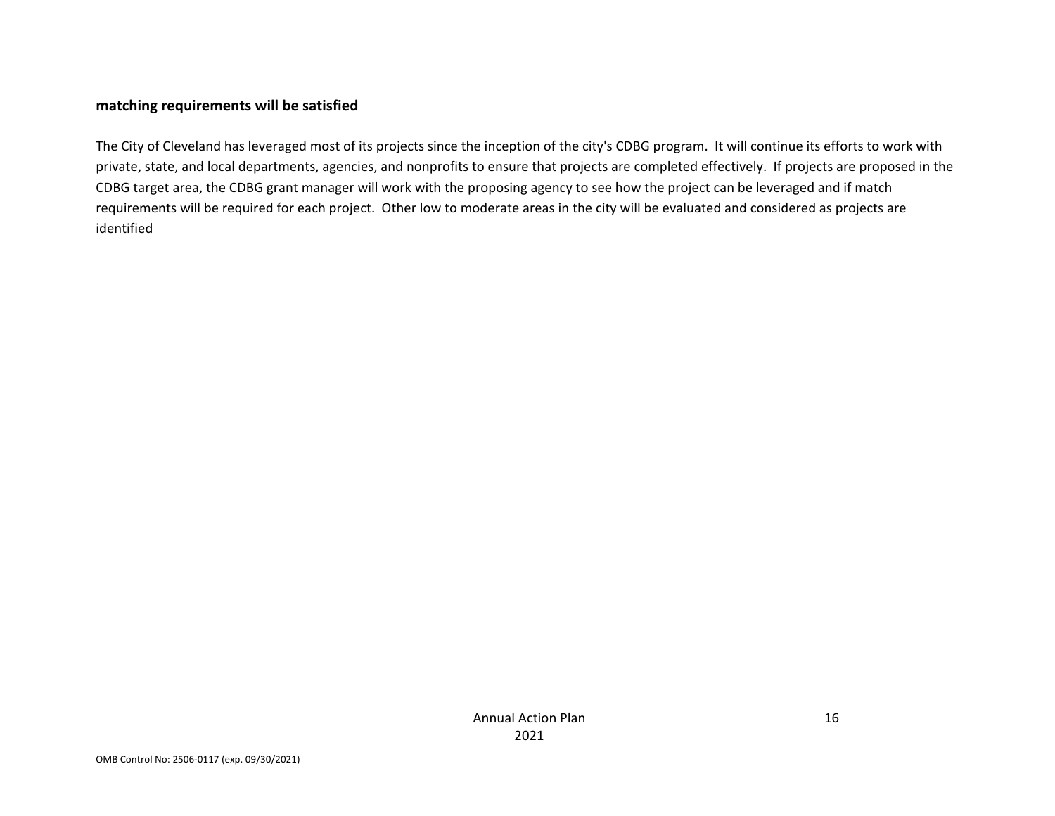**matching requirements will be satisfied**

The City of Cleveland has leveraged most of its projects since the inception of the city's CDBG program. It will continue its efforts to work with private, state, and local departments, agencies, and nonprofits to ensure that projects are completed effectively. If projects are proposed in the CDBG target area, the CDBG grant manager will work with the proposing agency to see how the project can be leveraged and if match requirements will be required for each project. Other low to moderate areas in the city will be evaluated and considered as projects are identified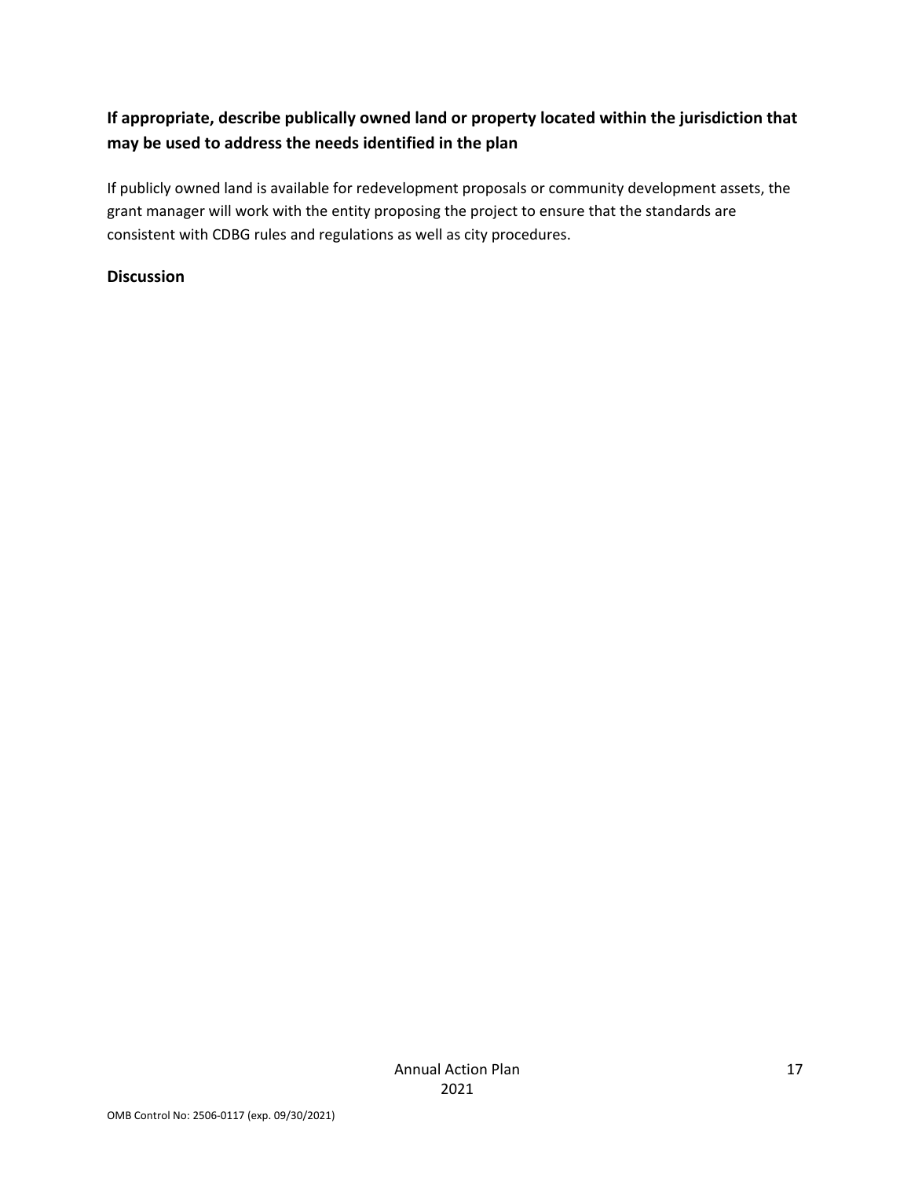**If appropriate, describe publically owned land or property located within the jurisdiction that may be used to address the needs identified in the plan**

If publicly owned land is available for redevelopment proposals or community development assets, the grant manager will work with the entity proposing the project to ensure that the standards are consistent with CDBG rules and regulations as well as city procedures.

**Discussion**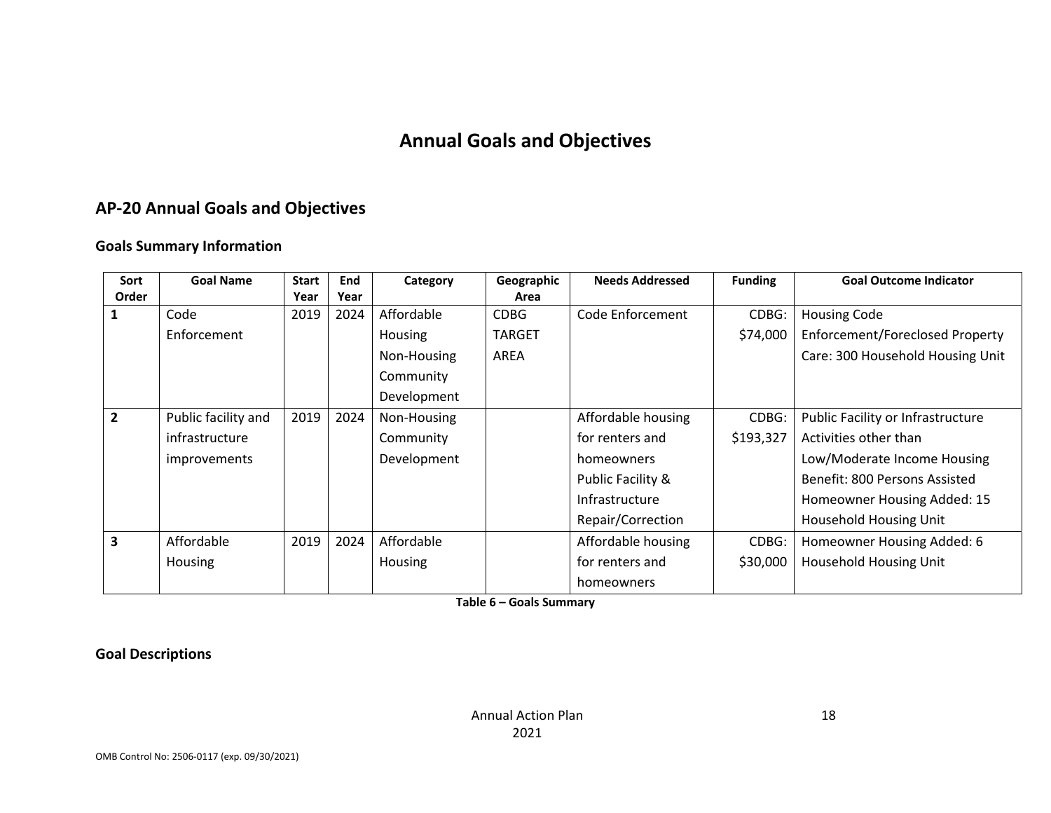# Annual Goals and Objectives

## AP-20 Annual Goals and Objectives

### Goals Summary Information

| Sort Order | Goal Name | Start Year | End Year | Category | Geographic Area | Needs Addressed | Funding | Goal Outcome Indicator |
|---|---|---|---|---|---|---|---|---|
| 1 | Code Enforcement | 2019 | 2024 | Affordable Housing Non-Housing Community Development | CDBG TARGET AREA | Code Enforcement | CDBG: $74,000 | Housing Code Enforcement/Foreclosed Property Care: 300 Household Housing Unit |
| 2 | Public facility and infrastructure improvements | 2019 | 2024 | Non-Housing Community Development | | Affordable housing for renters and homeowners Public Facility & Infrastructure Repair/Correction | CDBG: $193,327 | Public Facility or Infrastructure Activities other than Low/Moderate Income Housing Benefit: 800 Persons Assisted Homeowner Housing Added: 15 Household Housing Unit |
| 3 | Affordable Housing | 2019 | 2024 | Affordable Housing | | Affordable housing for renters and homeowners | CDBG: $30,000 | Homeowner Housing Added: 6 Household Housing Unit |

**Table 6 – Goals Summary**

### Goal Descriptions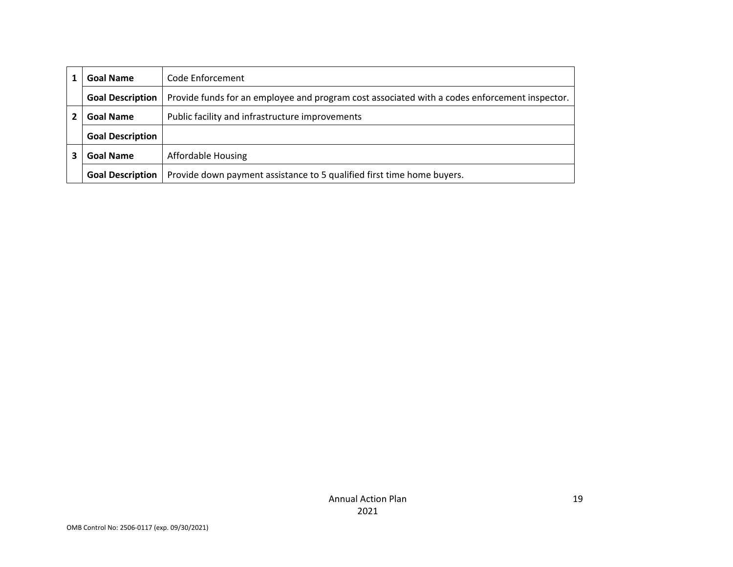| | | |
|---|---|---|
| 1 | **Goal Name** | Code Enforcement |
| | **Goal Description** | Provide funds for an employee and program cost associated with a codes enforcement inspector. |
| 2 | **Goal Name** | Public facility and infrastructure improvements |
| | **Goal Description** | |
| 3 | **Goal Name** | Affordable Housing |
| | **Goal Description** | Provide down payment assistance to 5 qualified first time home buyers. |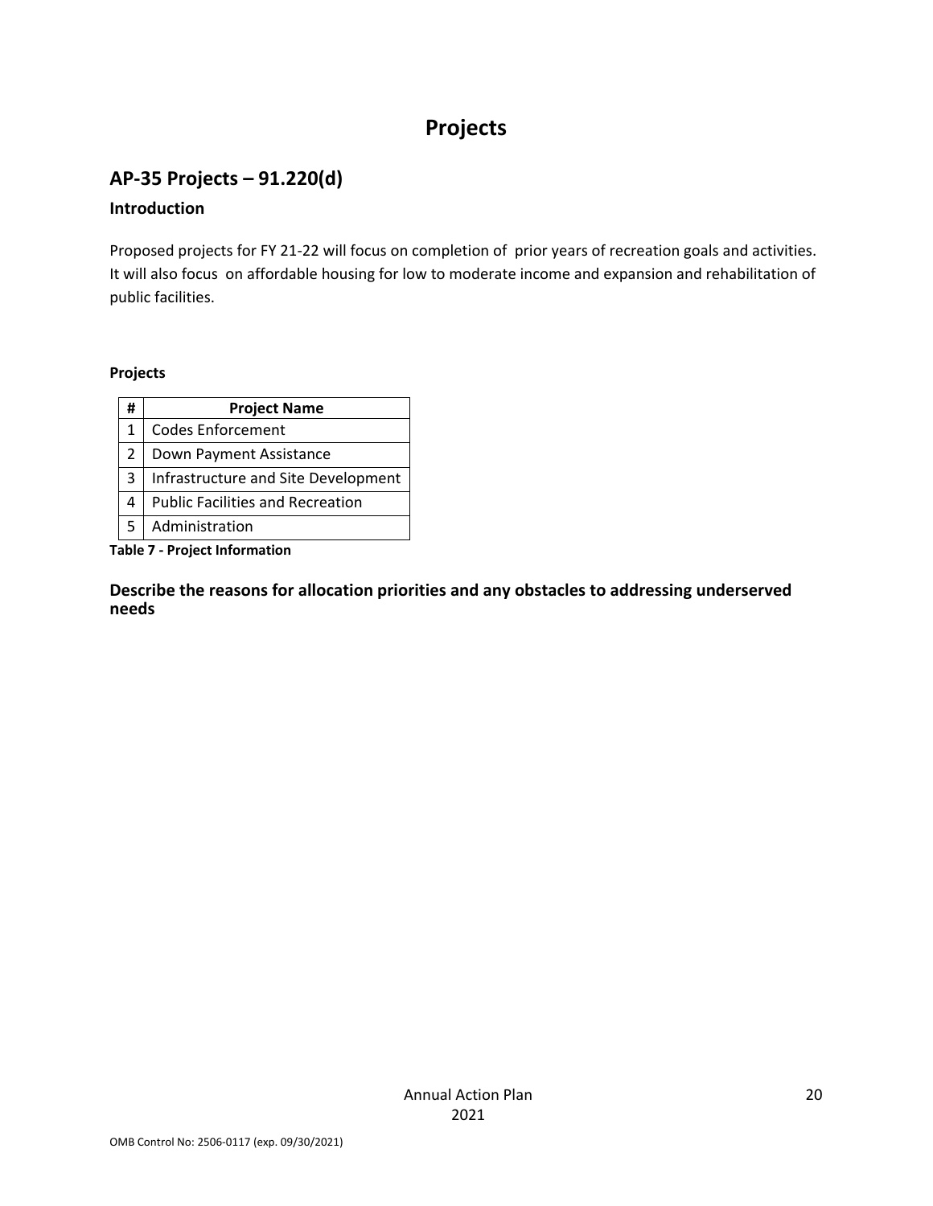# Projects

## AP-35 Projects – 91.220(d)

### Introduction

Proposed projects for FY 21-22 will focus on completion of prior years of recreation goals and activities. It will also focus on affordable housing for low to moderate income and expansion and rehabilitation of public facilities.

**Projects**

| # | Project Name |
|---|---|
| 1 | Codes Enforcement |
| 2 | Down Payment Assistance |
| 3 | Infrastructure and Site Development |
| 4 | Public Facilities and Recreation |
| 5 | Administration |

**Table 7 - Project Information**

### Describe the reasons for allocation priorities and any obstacles to addressing underserved needs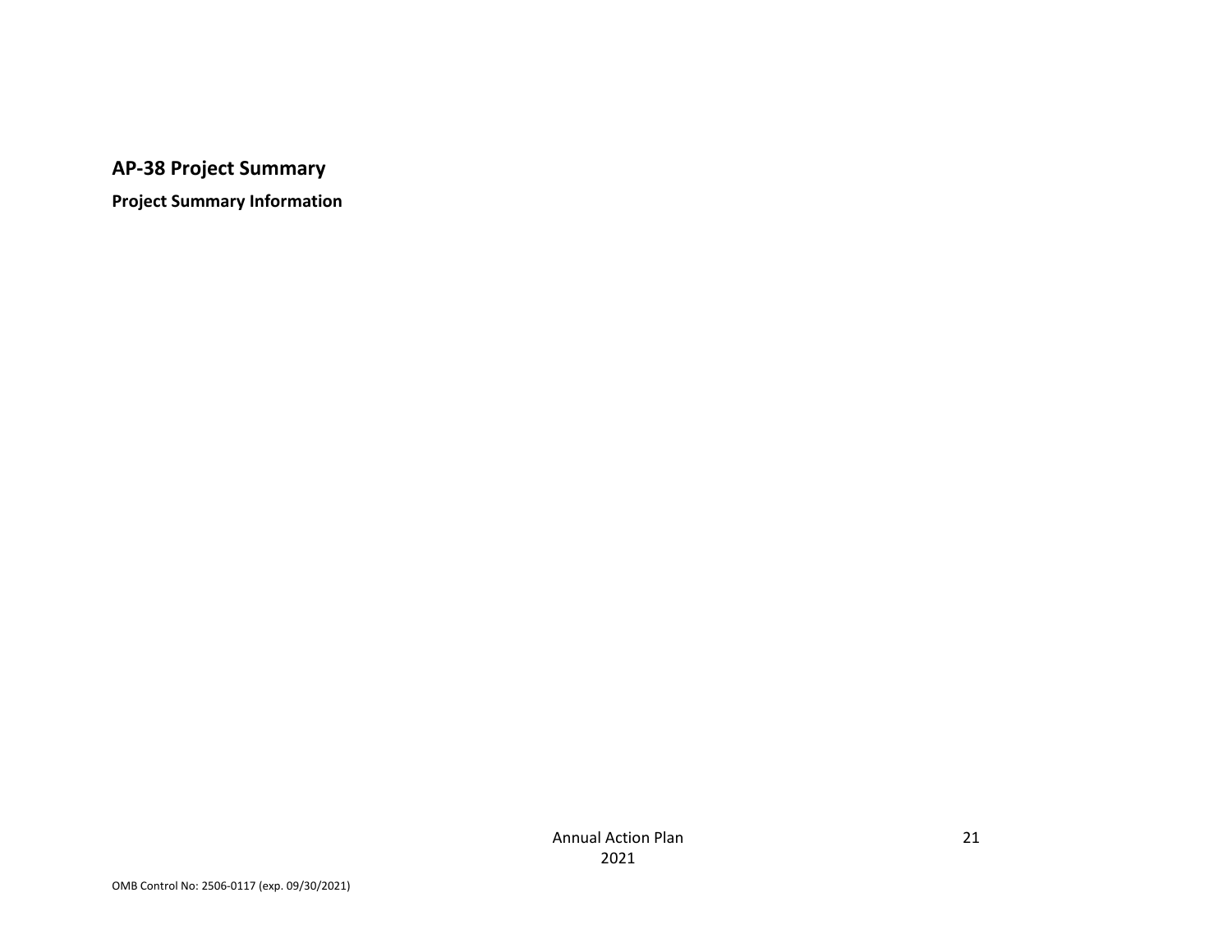## AP-38 Project Summary

**Project Summary Information**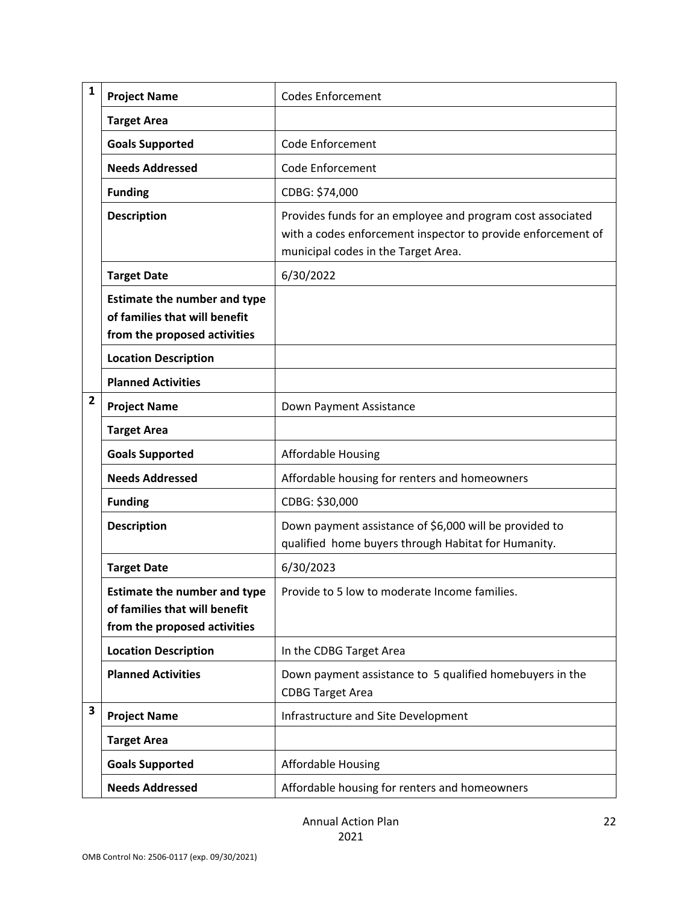| # | Field | Value |
|---|---|---|
| 1 | **Project Name** | Codes Enforcement |
| | **Target Area** | |
| | **Goals Supported** | Code Enforcement |
| | **Needs Addressed** | Code Enforcement |
| | **Funding** | CDBG: $74,000 |
| | **Description** | Provides funds for an employee and program cost associated with a codes enforcement inspector to provide enforcement of municipal codes in the Target Area. |
| | **Target Date** | 6/30/2022 |
| | **Estimate the number and type of families that will benefit from the proposed activities** | |
| | **Location Description** | |
| | **Planned Activities** | |
| 2 | **Project Name** | Down Payment Assistance |
| | **Target Area** | |
| | **Goals Supported** | Affordable Housing |
| | **Needs Addressed** | Affordable housing for renters and homeowners |
| | **Funding** | CDBG: $30,000 |
| | **Description** | Down payment assistance of $6,000 will be provided to qualified home buyers through Habitat for Humanity. |
| | **Target Date** | 6/30/2023 |
| | **Estimate the number and type of families that will benefit from the proposed activities** | Provide to 5 low to moderate Income families. |
| | **Location Description** | In the CDBG Target Area |
| | **Planned Activities** | Down payment assistance to 5 qualified homebuyers in the CDBG Target Area |
| 3 | **Project Name** | Infrastructure and Site Development |
| | **Target Area** | |
| | **Goals Supported** | Affordable Housing |
| | **Needs Addressed** | Affordable housing for renters and homeowners |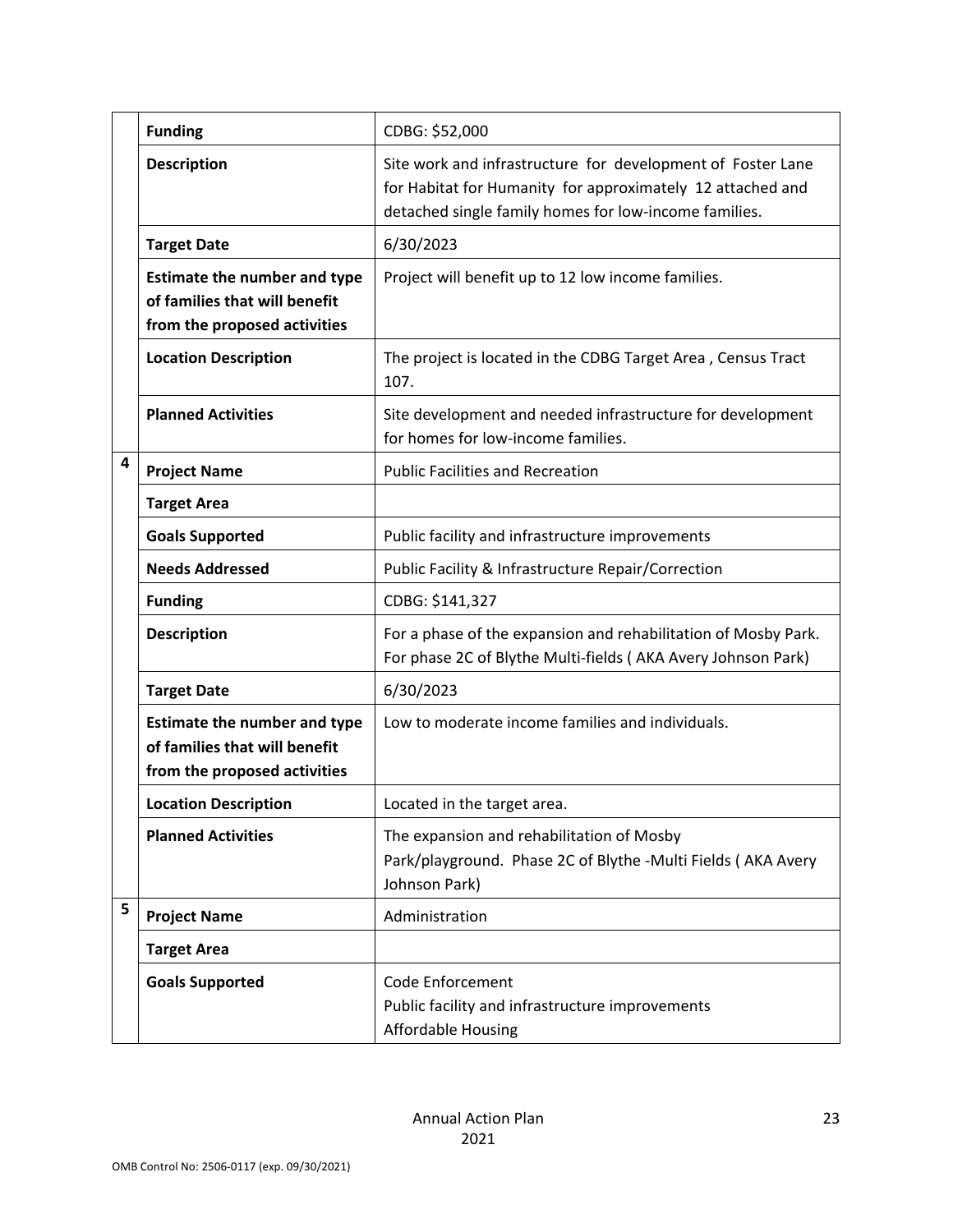| | | |
|---|---|---|
| | **Funding** | CDBG: $52,000 |
| | **Description** | Site work and infrastructure for development of Foster Lane for Habitat for Humanity for approximately 12 attached and detached single family homes for low-income families. |
| | **Target Date** | 6/30/2023 |
| | **Estimate the number and type of families that will benefit from the proposed activities** | Project will benefit up to 12 low income families. |
| | **Location Description** | The project is located in the CDBG Target Area , Census Tract 107. |
| | **Planned Activities** | Site development and needed infrastructure for development for homes for low-income families. |
| 4 | **Project Name** | Public Facilities and Recreation |
| | **Target Area** | |
| | **Goals Supported** | Public facility and infrastructure improvements |
| | **Needs Addressed** | Public Facility & Infrastructure Repair/Correction |
| | **Funding** | CDBG: $141,327 |
| | **Description** | For a phase of the expansion and rehabilitation of Mosby Park. For phase 2C of Blythe Multi-fields ( AKA Avery Johnson Park) |
| | **Target Date** | 6/30/2023 |
| | **Estimate the number and type of families that will benefit from the proposed activities** | Low to moderate income families and individuals. |
| | **Location Description** | Located in the target area. |
| | **Planned Activities** | The expansion and rehabilitation of Mosby Park/playground. Phase 2C of Blythe -Multi Fields ( AKA Avery Johnson Park) |
| 5 | **Project Name** | Administration |
| | **Target Area** | |
| | **Goals Supported** | Code Enforcement<br>Public facility and infrastructure improvements<br>Affordable Housing |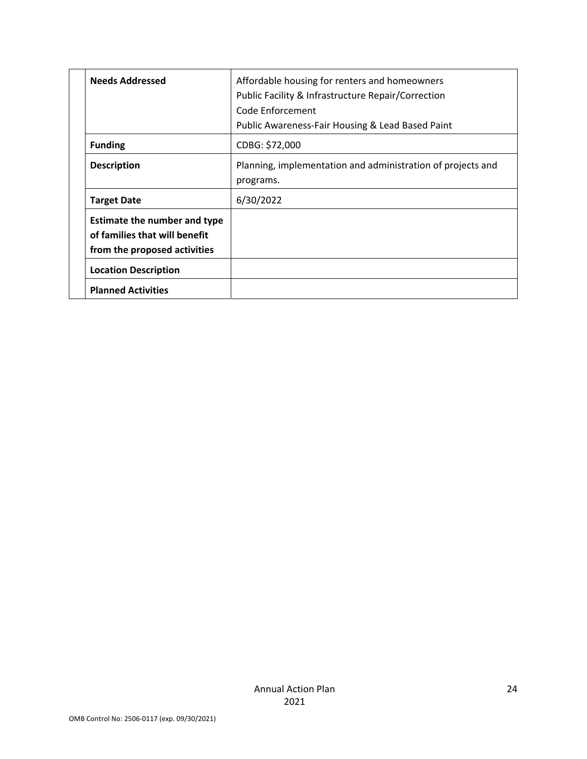| | | |
|---|---|---|
| | **Needs Addressed** | Affordable housing for renters and homeowners<br>Public Facility & Infrastructure Repair/Correction<br>Code Enforcement<br>Public Awareness-Fair Housing & Lead Based Paint |
| | **Funding** | CDBG: $72,000 |
| | **Description** | Planning, implementation and administration of projects and programs. |
| | **Target Date** | 6/30/2022 |
| | **Estimate the number and type of families that will benefit from the proposed activities** | |
| | **Location Description** | |
| | **Planned Activities** | |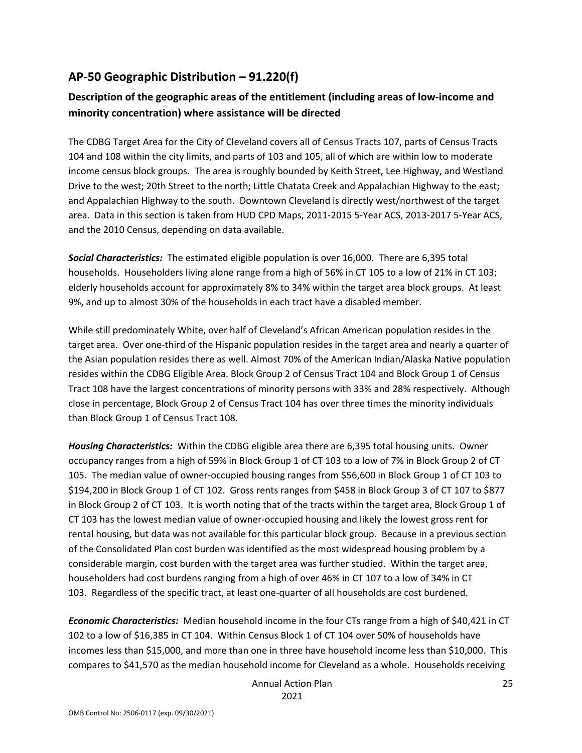## AP-50 Geographic Distribution – 91.220(f)

### Description of the geographic areas of the entitlement (including areas of low-income and minority concentration) where assistance will be directed

The CDBG Target Area for the City of Cleveland covers all of Census Tracts 107, parts of Census Tracts 104 and 108 within the city limits, and parts of 103 and 105, all of which are within low to moderate income census block groups. The area is roughly bounded by Keith Street, Lee Highway, and Westland Drive to the west; 20th Street to the north; Little Chatata Creek and Appalachian Highway to the east; and Appalachian Highway to the south. Downtown Cleveland is directly west/northwest of the target area. Data in this section is taken from HUD CPD Maps, 2011-2015 5-Year ACS, 2013-2017 5-Year ACS, and the 2010 Census, depending on data available.

***Social Characteristics:*** The estimated eligible population is over 16,000. There are 6,395 total households. Householders living alone range from a high of 56% in CT 105 to a low of 21% in CT 103; elderly households account for approximately 8% to 34% within the target area block groups. At least 9%, and up to almost 30% of the households in each tract have a disabled member.

While still predominately White, over half of Cleveland's African American population resides in the target area. Over one-third of the Hispanic population resides in the target area and nearly a quarter of the Asian population resides there as well. Almost 70% of the American Indian/Alaska Native population resides within the CDBG Eligible Area. Block Group 2 of Census Tract 104 and Block Group 1 of Census Tract 108 have the largest concentrations of minority persons with 33% and 28% respectively. Although close in percentage, Block Group 2 of Census Tract 104 has over three times the minority individuals than Block Group 1 of Census Tract 108.

***Housing Characteristics:*** Within the CDBG eligible area there are 6,395 total housing units. Owner occupancy ranges from a high of 59% in Block Group 1 of CT 103 to a low of 7% in Block Group 2 of CT 105. The median value of owner-occupied housing ranges from $56,600 in Block Group 1 of CT 103 to $194,200 in Block Group 1 of CT 102. Gross rents ranges from $458 in Block Group 3 of CT 107 to $877 in Block Group 2 of CT 103. It is worth noting that of the tracts within the target area, Block Group 1 of CT 103 has the lowest median value of owner-occupied housing and likely the lowest gross rent for rental housing, but data was not available for this particular block group. Because in a previous section of the Consolidated Plan cost burden was identified as the most widespread housing problem by a considerable margin, cost burden with the target area was further studied. Within the target area, householders had cost burdens ranging from a high of over 46% in CT 107 to a low of 34% in CT 103. Regardless of the specific tract, at least one-quarter of all households are cost burdened.

***Economic Characteristics:*** Median household income in the four CTs range from a high of $40,421 in CT 102 to a low of $16,385 in CT 104. Within Census Block 1 of CT 104 over 50% of households have incomes less than $15,000, and more than one in three have household income less than $10,000. This compares to $41,570 as the median household income for Cleveland as a whole. Households receiving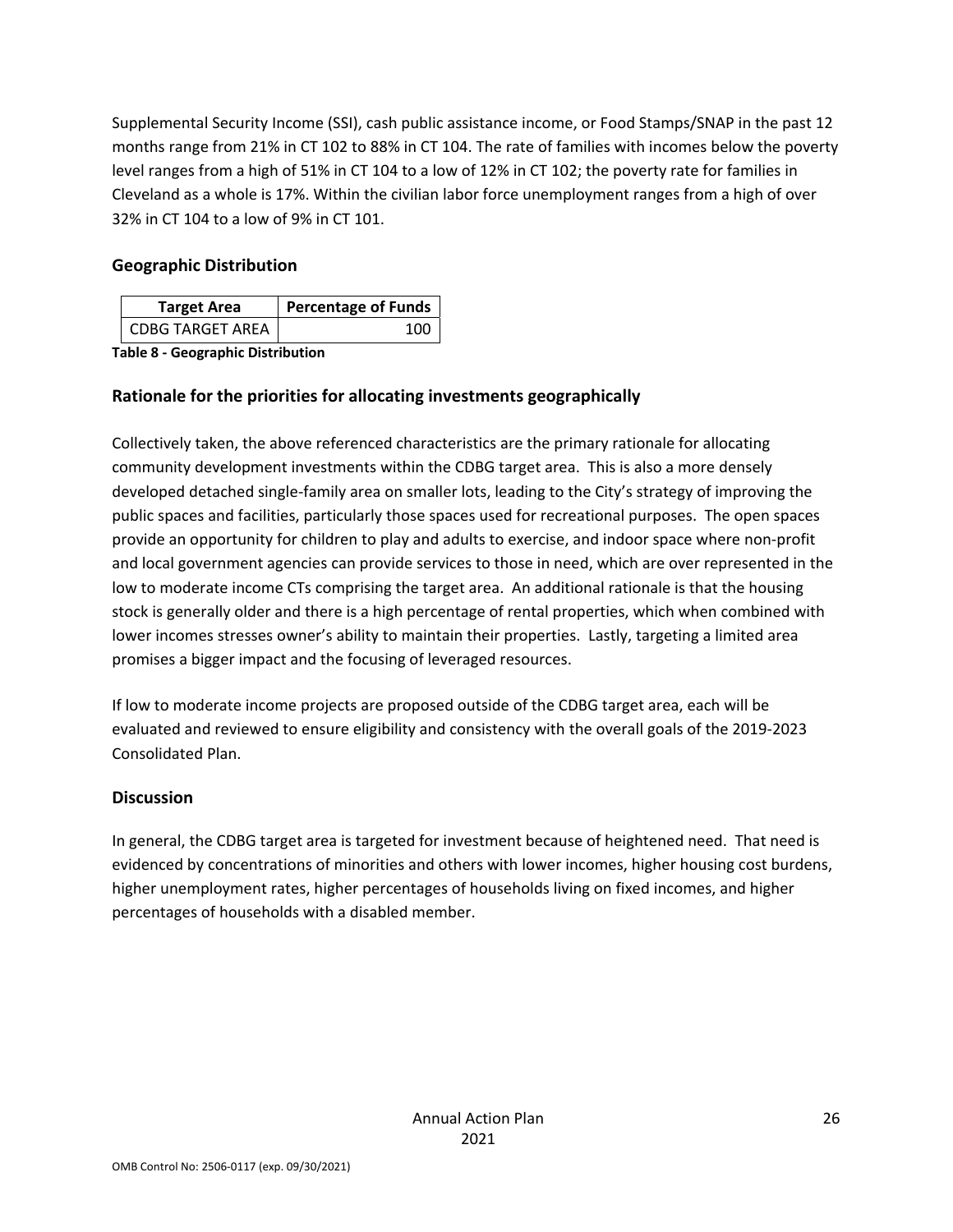Supplemental Security Income (SSI), cash public assistance income, or Food Stamps/SNAP in the past 12 months range from 21% in CT 102 to 88% in CT 104. The rate of families with incomes below the poverty level ranges from a high of 51% in CT 104 to a low of 12% in CT 102; the poverty rate for families in Cleveland as a whole is 17%. Within the civilian labor force unemployment ranges from a high of over 32% in CT 104 to a low of 9% in CT 101.

## Geographic Distribution

| Target Area | Percentage of Funds |
|---|---|
| CDBG TARGET AREA | 100 |

**Table 8 - Geographic Distribution**

## Rationale for the priorities for allocating investments geographically

Collectively taken, the above referenced characteristics are the primary rationale for allocating community development investments within the CDBG target area. This is also a more densely developed detached single-family area on smaller lots, leading to the City's strategy of improving the public spaces and facilities, particularly those spaces used for recreational purposes. The open spaces provide an opportunity for children to play and adults to exercise, and indoor space where non-profit and local government agencies can provide services to those in need, which are over represented in the low to moderate income CTs comprising the target area. An additional rationale is that the housing stock is generally older and there is a high percentage of rental properties, which when combined with lower incomes stresses owner's ability to maintain their properties. Lastly, targeting a limited area promises a bigger impact and the focusing of leveraged resources.

If low to moderate income projects are proposed outside of the CDBG target area, each will be evaluated and reviewed to ensure eligibility and consistency with the overall goals of the 2019-2023 Consolidated Plan.

## Discussion

In general, the CDBG target area is targeted for investment because of heightened need. That need is evidenced by concentrations of minorities and others with lower incomes, higher housing cost burdens, higher unemployment rates, higher percentages of households living on fixed incomes, and higher percentages of households with a disabled member.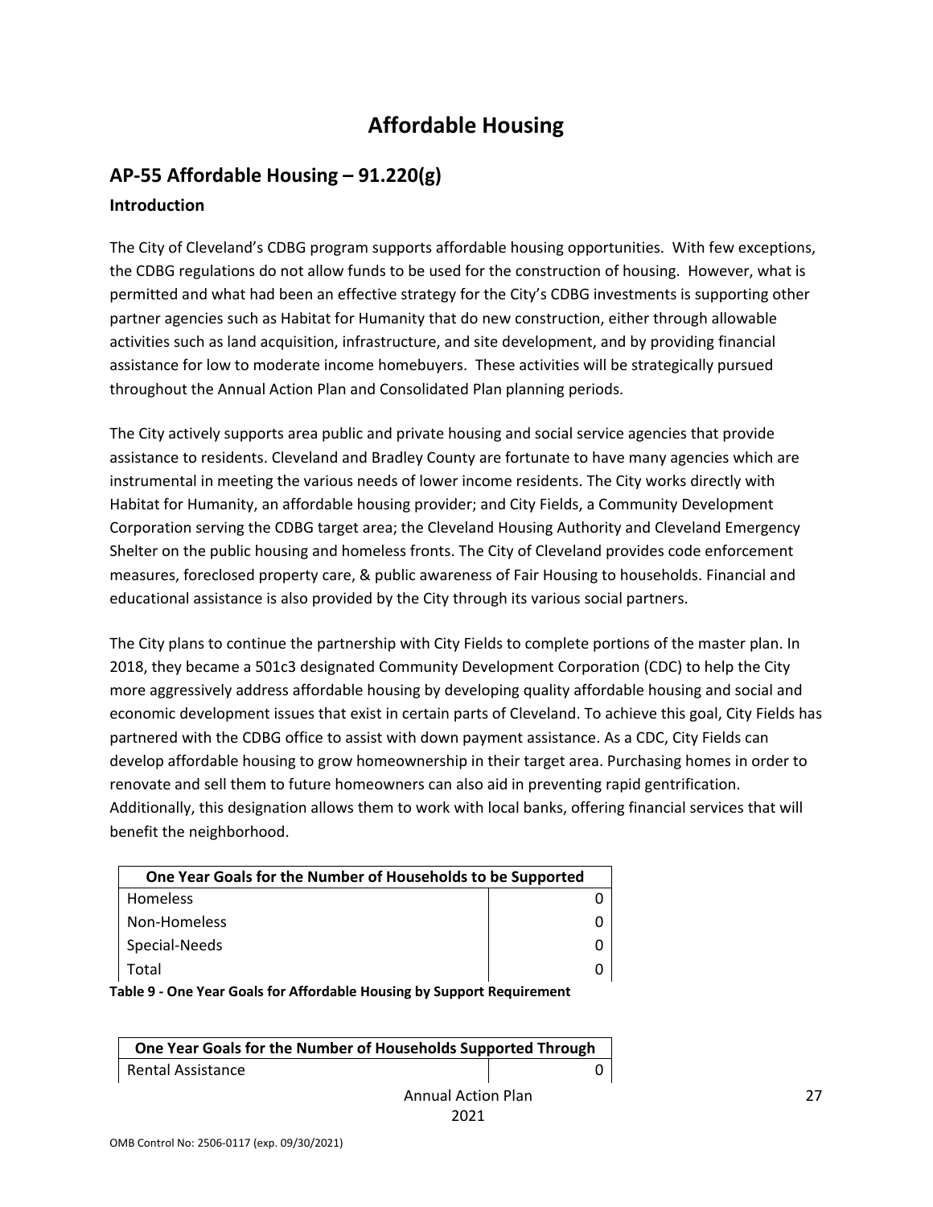# Affordable Housing

## AP-55 Affordable Housing – 91.220(g)

### Introduction

The City of Cleveland's CDBG program supports affordable housing opportunities. With few exceptions, the CDBG regulations do not allow funds to be used for the construction of housing. However, what is permitted and what had been an effective strategy for the City's CDBG investments is supporting other partner agencies such as Habitat for Humanity that do new construction, either through allowable activities such as land acquisition, infrastructure, and site development, and by providing financial assistance for low to moderate income homebuyers. These activities will be strategically pursued throughout the Annual Action Plan and Consolidated Plan planning periods.

The City actively supports area public and private housing and social service agencies that provide assistance to residents. Cleveland and Bradley County are fortunate to have many agencies which are instrumental in meeting the various needs of lower income residents. The City works directly with Habitat for Humanity, an affordable housing provider; and City Fields, a Community Development Corporation serving the CDBG target area; the Cleveland Housing Authority and Cleveland Emergency Shelter on the public housing and homeless fronts. The City of Cleveland provides code enforcement measures, foreclosed property care, & public awareness of Fair Housing to households. Financial and educational assistance is also provided by the City through its various social partners.

The City plans to continue the partnership with City Fields to complete portions of the master plan. In 2018, they became a 501c3 designated Community Development Corporation (CDC) to help the City more aggressively address affordable housing by developing quality affordable housing and social and economic development issues that exist in certain parts of Cleveland. To achieve this goal, City Fields has partnered with the CDBG office to assist with down payment assistance. As a CDC, City Fields can develop affordable housing to grow homeownership in their target area. Purchasing homes in order to renovate and sell them to future homeowners can also aid in preventing rapid gentrification. Additionally, this designation allows them to work with local banks, offering financial services that will benefit the neighborhood.

| One Year Goals for the Number of Households to be Supported | |
|---|---|
| Homeless | 0 |
| Non-Homeless | 0 |
| Special-Needs | 0 |
| Total | 0 |

**Table 9 - One Year Goals for Affordable Housing by Support Requirement**

| One Year Goals for the Number of Households Supported Through | |
|---|---|
| Rental Assistance | 0 |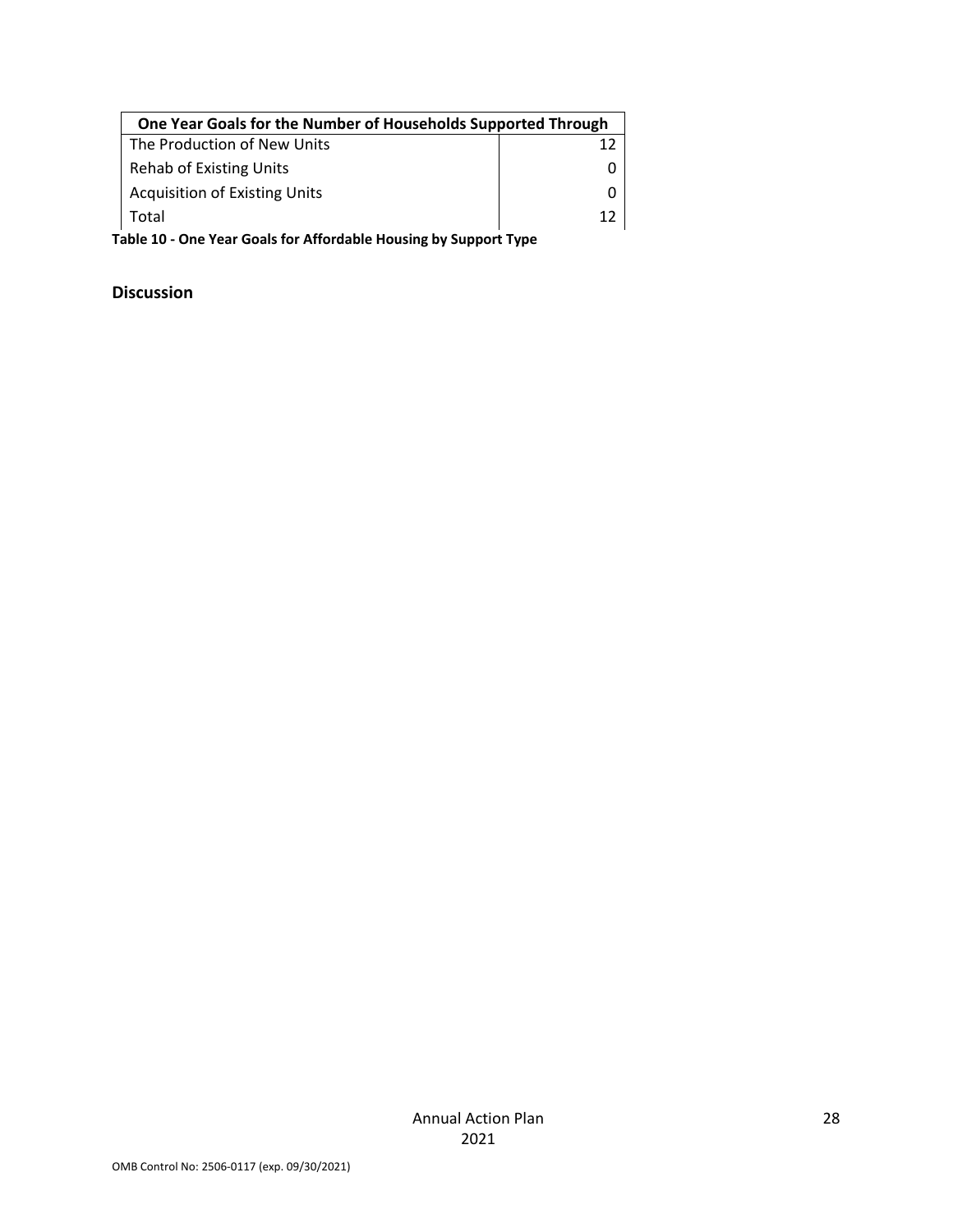| One Year Goals for the Number of Households Supported Through | |
|---|---|
| The Production of New Units | 12 |
| Rehab of Existing Units | 0 |
| Acquisition of Existing Units | 0 |
| Total | 12 |

**Table 10 - One Year Goals for Affordable Housing by Support Type**

## Discussion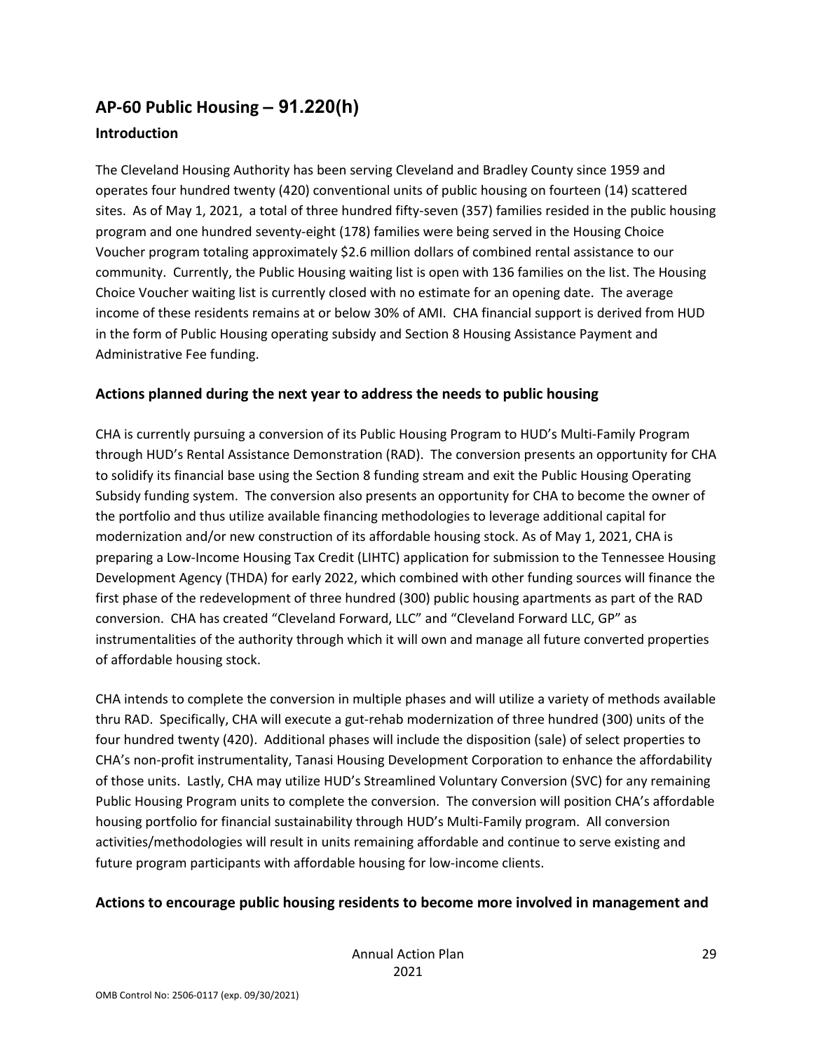## AP-60 Public Housing – 91.220(h)

### Introduction

The Cleveland Housing Authority has been serving Cleveland and Bradley County since 1959 and operates four hundred twenty (420) conventional units of public housing on fourteen (14) scattered sites. As of May 1, 2021, a total of three hundred fifty-seven (357) families resided in the public housing program and one hundred seventy-eight (178) families were being served in the Housing Choice Voucher program totaling approximately $2.6 million dollars of combined rental assistance to our community. Currently, the Public Housing waiting list is open with 136 families on the list. The Housing Choice Voucher waiting list is currently closed with no estimate for an opening date. The average income of these residents remains at or below 30% of AMI. CHA financial support is derived from HUD in the form of Public Housing operating subsidy and Section 8 Housing Assistance Payment and Administrative Fee funding.

### Actions planned during the next year to address the needs to public housing

CHA is currently pursuing a conversion of its Public Housing Program to HUD's Multi-Family Program through HUD's Rental Assistance Demonstration (RAD). The conversion presents an opportunity for CHA to solidify its financial base using the Section 8 funding stream and exit the Public Housing Operating Subsidy funding system. The conversion also presents an opportunity for CHA to become the owner of the portfolio and thus utilize available financing methodologies to leverage additional capital for modernization and/or new construction of its affordable housing stock. As of May 1, 2021, CHA is preparing a Low-Income Housing Tax Credit (LIHTC) application for submission to the Tennessee Housing Development Agency (THDA) for early 2022, which combined with other funding sources will finance the first phase of the redevelopment of three hundred (300) public housing apartments as part of the RAD conversion. CHA has created "Cleveland Forward, LLC" and "Cleveland Forward LLC, GP" as instrumentalities of the authority through which it will own and manage all future converted properties of affordable housing stock.

CHA intends to complete the conversion in multiple phases and will utilize a variety of methods available thru RAD. Specifically, CHA will execute a gut-rehab modernization of three hundred (300) units of the four hundred twenty (420). Additional phases will include the disposition (sale) of select properties to CHA's non-profit instrumentality, Tanasi Housing Development Corporation to enhance the affordability of those units. Lastly, CHA may utilize HUD's Streamlined Voluntary Conversion (SVC) for any remaining Public Housing Program units to complete the conversion. The conversion will position CHA's affordable housing portfolio for financial sustainability through HUD's Multi-Family program. All conversion activities/methodologies will result in units remaining affordable and continue to serve existing and future program participants with affordable housing for low-income clients.

### Actions to encourage public housing residents to become more involved in management and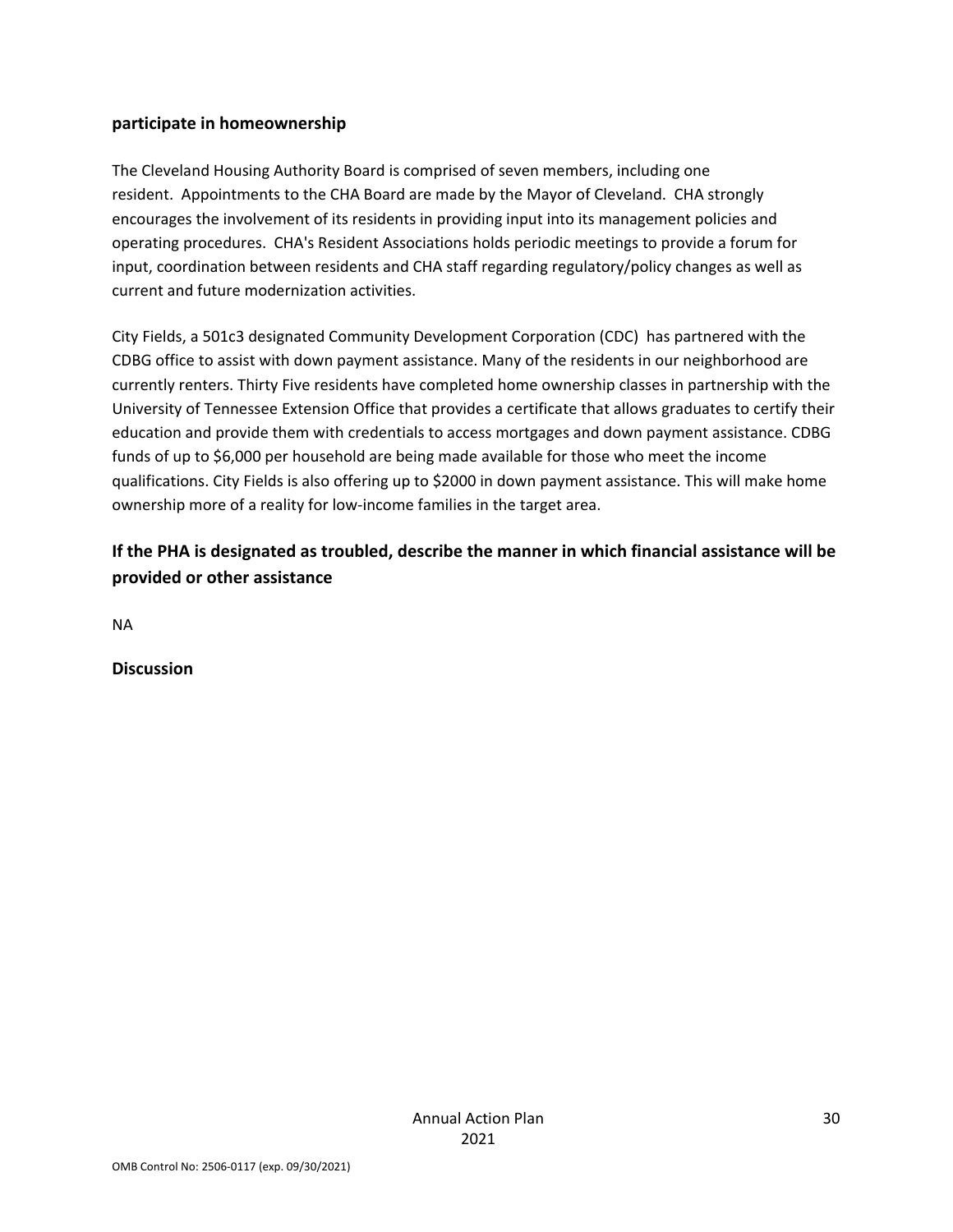**participate in homeownership**

The Cleveland Housing Authority Board is comprised of seven members, including one resident. Appointments to the CHA Board are made by the Mayor of Cleveland. CHA strongly encourages the involvement of its residents in providing input into its management policies and operating procedures. CHA's Resident Associations holds periodic meetings to provide a forum for input, coordination between residents and CHA staff regarding regulatory/policy changes as well as current and future modernization activities.

City Fields, a 501c3 designated Community Development Corporation (CDC) has partnered with the CDBG office to assist with down payment assistance. Many of the residents in our neighborhood are currently renters. Thirty Five residents have completed home ownership classes in partnership with the University of Tennessee Extension Office that provides a certificate that allows graduates to certify their education and provide them with credentials to access mortgages and down payment assistance. CDBG funds of up to $6,000 per household are being made available for those who meet the income qualifications. City Fields is also offering up to $2000 in down payment assistance. This will make home ownership more of a reality for low-income families in the target area.

## If the PHA is designated as troubled, describe the manner in which financial assistance will be provided or other assistance

NA

**Discussion**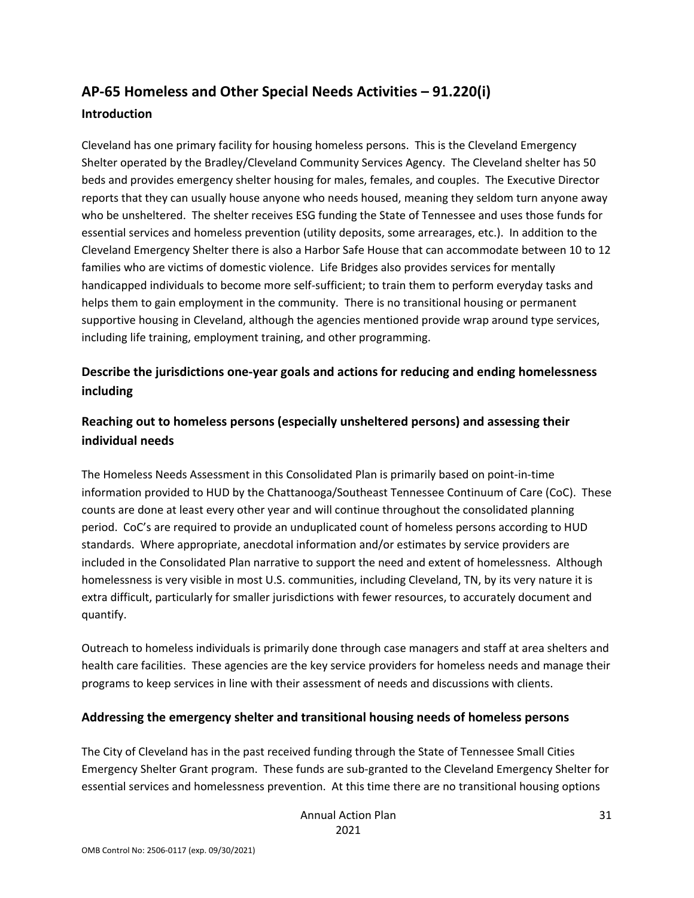## AP-65 Homeless and Other Special Needs Activities – 91.220(i)

### Introduction

Cleveland has one primary facility for housing homeless persons. This is the Cleveland Emergency Shelter operated by the Bradley/Cleveland Community Services Agency. The Cleveland shelter has 50 beds and provides emergency shelter housing for males, females, and couples. The Executive Director reports that they can usually house anyone who needs housed, meaning they seldom turn anyone away who be unsheltered. The shelter receives ESG funding the State of Tennessee and uses those funds for essential services and homeless prevention (utility deposits, some arrearages, etc.). In addition to the Cleveland Emergency Shelter there is also a Harbor Safe House that can accommodate between 10 to 12 families who are victims of domestic violence. Life Bridges also provides services for mentally handicapped individuals to become more self-sufficient; to train them to perform everyday tasks and helps them to gain employment in the community. There is no transitional housing or permanent supportive housing in Cleveland, although the agencies mentioned provide wrap around type services, including life training, employment training, and other programming.

### Describe the jurisdictions one-year goals and actions for reducing and ending homelessness including

### Reaching out to homeless persons (especially unsheltered persons) and assessing their individual needs

The Homeless Needs Assessment in this Consolidated Plan is primarily based on point-in-time information provided to HUD by the Chattanooga/Southeast Tennessee Continuum of Care (CoC). These counts are done at least every other year and will continue throughout the consolidated planning period. CoC's are required to provide an unduplicated count of homeless persons according to HUD standards. Where appropriate, anecdotal information and/or estimates by service providers are included in the Consolidated Plan narrative to support the need and extent of homelessness. Although homelessness is very visible in most U.S. communities, including Cleveland, TN, by its very nature it is extra difficult, particularly for smaller jurisdictions with fewer resources, to accurately document and quantify.

Outreach to homeless individuals is primarily done through case managers and staff at area shelters and health care facilities. These agencies are the key service providers for homeless needs and manage their programs to keep services in line with their assessment of needs and discussions with clients.

### Addressing the emergency shelter and transitional housing needs of homeless persons

The City of Cleveland has in the past received funding through the State of Tennessee Small Cities Emergency Shelter Grant program. These funds are sub-granted to the Cleveland Emergency Shelter for essential services and homelessness prevention. At this time there are no transitional housing options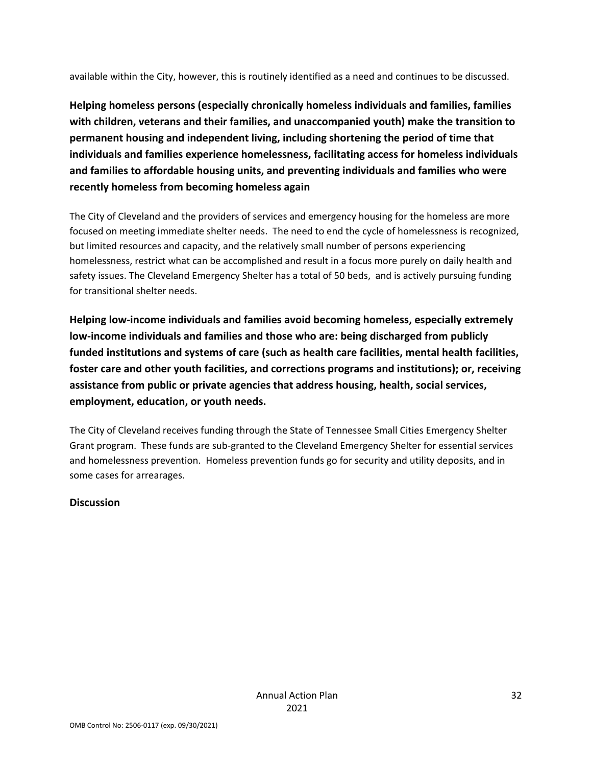available within the City, however, this is routinely identified as a need and continues to be discussed.

**Helping homeless persons (especially chronically homeless individuals and families, families with children, veterans and their families, and unaccompanied youth) make the transition to permanent housing and independent living, including shortening the period of time that individuals and families experience homelessness, facilitating access for homeless individuals and families to affordable housing units, and preventing individuals and families who were recently homeless from becoming homeless again**

The City of Cleveland and the providers of services and emergency housing for the homeless are more focused on meeting immediate shelter needs. The need to end the cycle of homelessness is recognized, but limited resources and capacity, and the relatively small number of persons experiencing homelessness, restrict what can be accomplished and result in a focus more purely on daily health and safety issues. The Cleveland Emergency Shelter has a total of 50 beds, and is actively pursuing funding for transitional shelter needs.

**Helping low-income individuals and families avoid becoming homeless, especially extremely low-income individuals and families and those who are: being discharged from publicly funded institutions and systems of care (such as health care facilities, mental health facilities, foster care and other youth facilities, and corrections programs and institutions); or, receiving assistance from public or private agencies that address housing, health, social services, employment, education, or youth needs.**

The City of Cleveland receives funding through the State of Tennessee Small Cities Emergency Shelter Grant program. These funds are sub-granted to the Cleveland Emergency Shelter for essential services and homelessness prevention. Homeless prevention funds go for security and utility deposits, and in some cases for arrearages.

**Discussion**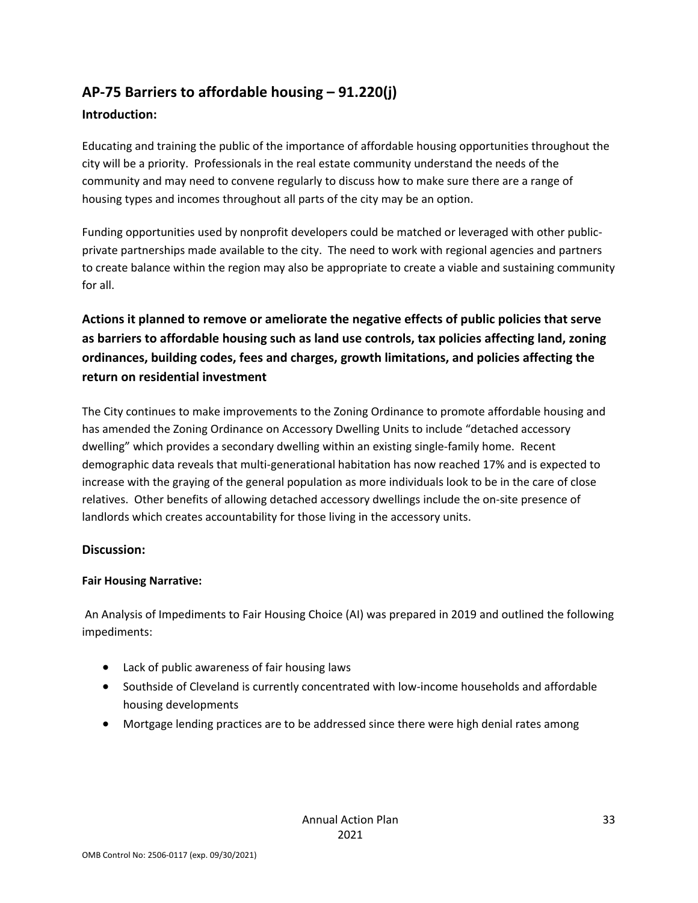## AP-75 Barriers to affordable housing – 91.220(j)

### Introduction:

Educating and training the public of the importance of affordable housing opportunities throughout the city will be a priority. Professionals in the real estate community understand the needs of the community and may need to convene regularly to discuss how to make sure there are a range of housing types and incomes throughout all parts of the city may be an option.

Funding opportunities used by nonprofit developers could be matched or leveraged with other public-private partnerships made available to the city. The need to work with regional agencies and partners to create balance within the region may also be appropriate to create a viable and sustaining community for all.

### Actions it planned to remove or ameliorate the negative effects of public policies that serve as barriers to affordable housing such as land use controls, tax policies affecting land, zoning ordinances, building codes, fees and charges, growth limitations, and policies affecting the return on residential investment

The City continues to make improvements to the Zoning Ordinance to promote affordable housing and has amended the Zoning Ordinance on Accessory Dwelling Units to include "detached accessory dwelling" which provides a secondary dwelling within an existing single-family home. Recent demographic data reveals that multi-generational habitation has now reached 17% and is expected to increase with the graying of the general population as more individuals look to be in the care of close relatives. Other benefits of allowing detached accessory dwellings include the on-site presence of landlords which creates accountability for those living in the accessory units.

### Discussion:

**Fair Housing Narrative:**

An Analysis of Impediments to Fair Housing Choice (AI) was prepared in 2019 and outlined the following impediments:

- Lack of public awareness of fair housing laws
- Southside of Cleveland is currently concentrated with low-income households and affordable housing developments
- Mortgage lending practices are to be addressed since there were high denial rates among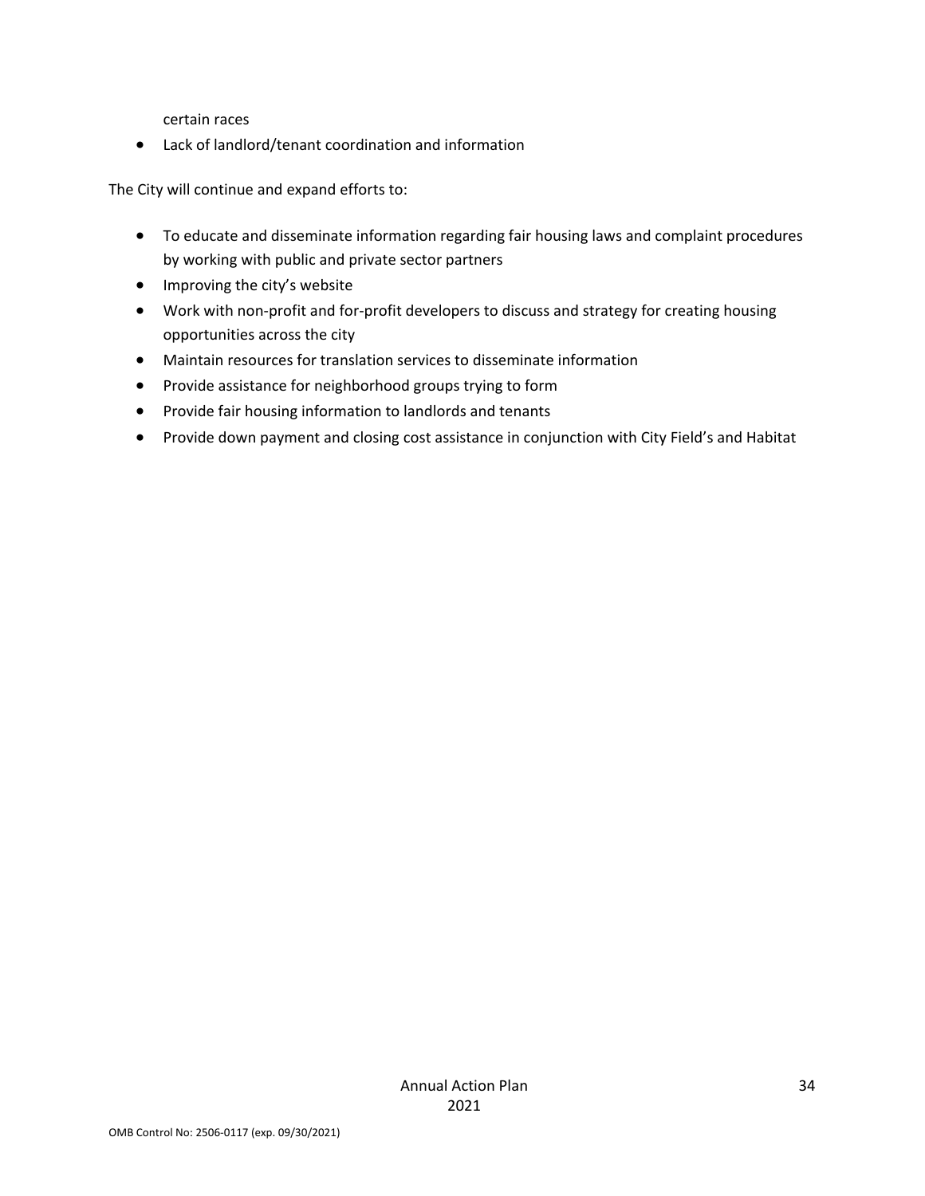certain races

- Lack of landlord/tenant coordination and information

The City will continue and expand efforts to:

- To educate and disseminate information regarding fair housing laws and complaint procedures by working with public and private sector partners
- Improving the city's website
- Work with non-profit and for-profit developers to discuss and strategy for creating housing opportunities across the city
- Maintain resources for translation services to disseminate information
- Provide assistance for neighborhood groups trying to form
- Provide fair housing information to landlords and tenants
- Provide down payment and closing cost assistance in conjunction with City Field's and Habitat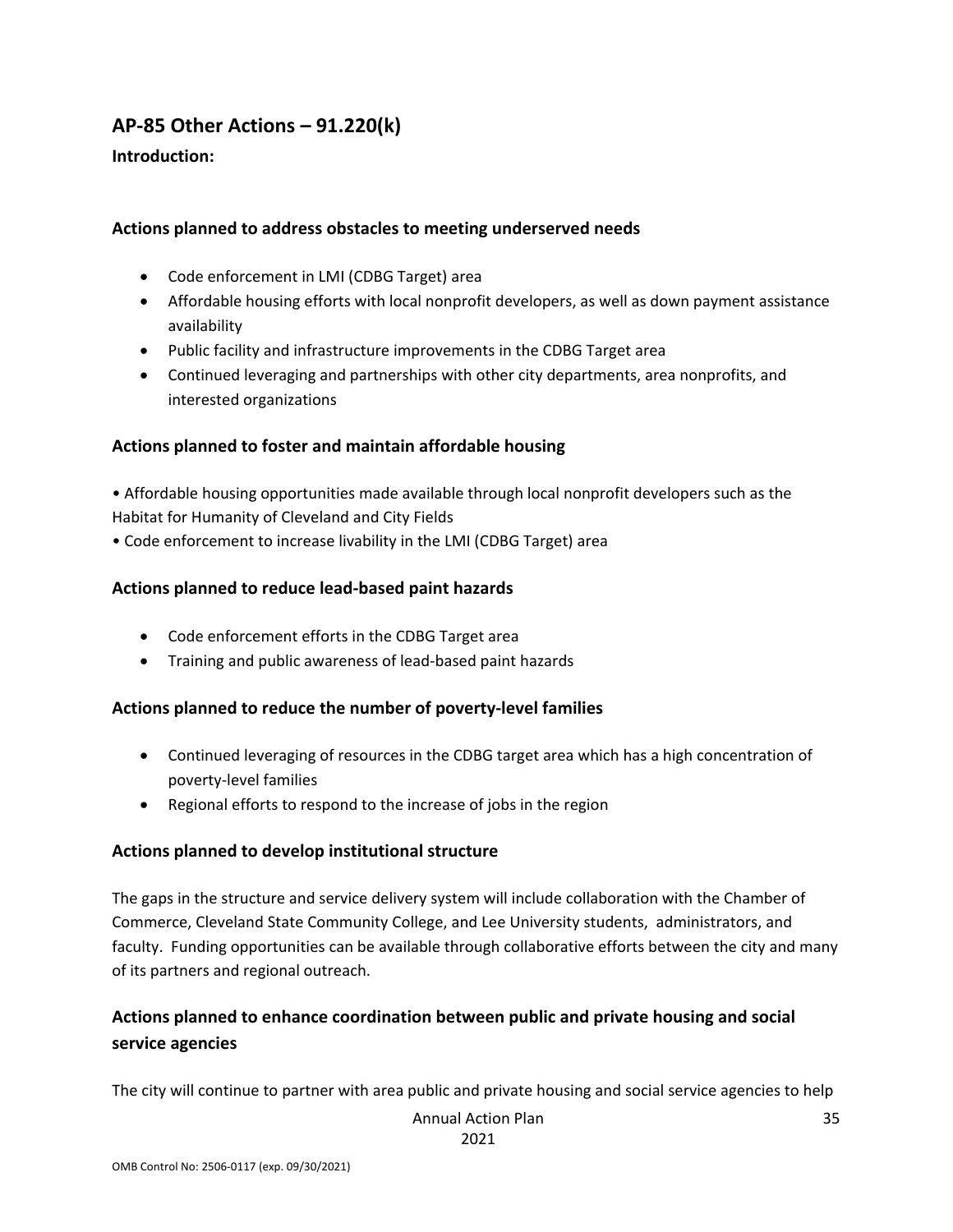## AP-85 Other Actions – 91.220(k)

**Introduction:**

### Actions planned to address obstacles to meeting underserved needs

- Code enforcement in LMI (CDBG Target) area
- Affordable housing efforts with local nonprofit developers, as well as down payment assistance availability
- Public facility and infrastructure improvements in the CDBG Target area
- Continued leveraging and partnerships with other city departments, area nonprofits, and interested organizations

### Actions planned to foster and maintain affordable housing

• Affordable housing opportunities made available through local nonprofit developers such as the Habitat for Humanity of Cleveland and City Fields
• Code enforcement to increase livability in the LMI (CDBG Target) area

### Actions planned to reduce lead-based paint hazards

- Code enforcement efforts in the CDBG Target area
- Training and public awareness of lead-based paint hazards

### Actions planned to reduce the number of poverty-level families

- Continued leveraging of resources in the CDBG target area which has a high concentration of poverty-level families
- Regional efforts to respond to the increase of jobs in the region

### Actions planned to develop institutional structure

The gaps in the structure and service delivery system will include collaboration with the Chamber of Commerce, Cleveland State Community College, and Lee University students, administrators, and faculty. Funding opportunities can be available through collaborative efforts between the city and many of its partners and regional outreach.

### Actions planned to enhance coordination between public and private housing and social service agencies

The city will continue to partner with area public and private housing and social service agencies to help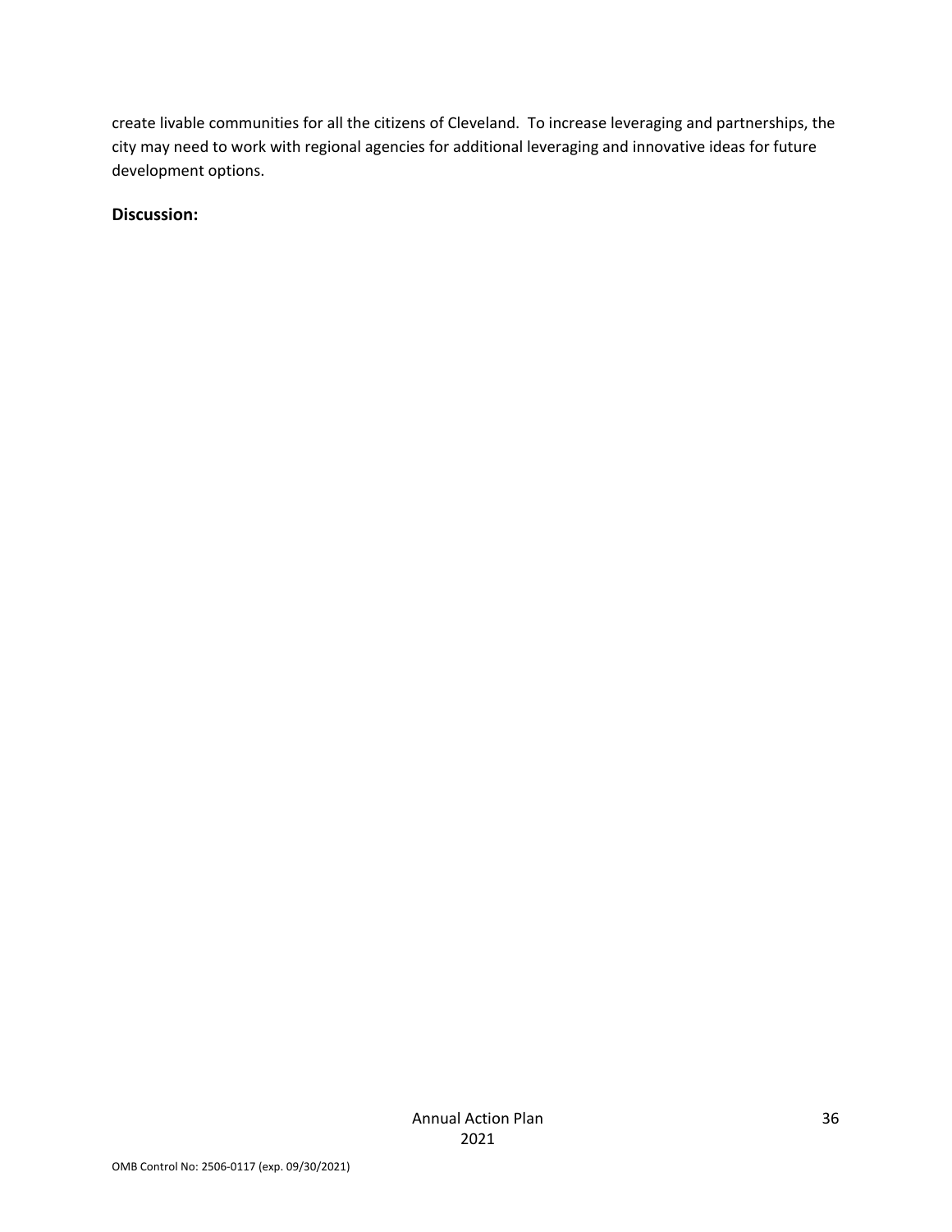create livable communities for all the citizens of Cleveland. To increase leveraging and partnerships, the city may need to work with regional agencies for additional leveraging and innovative ideas for future development options.

**Discussion:**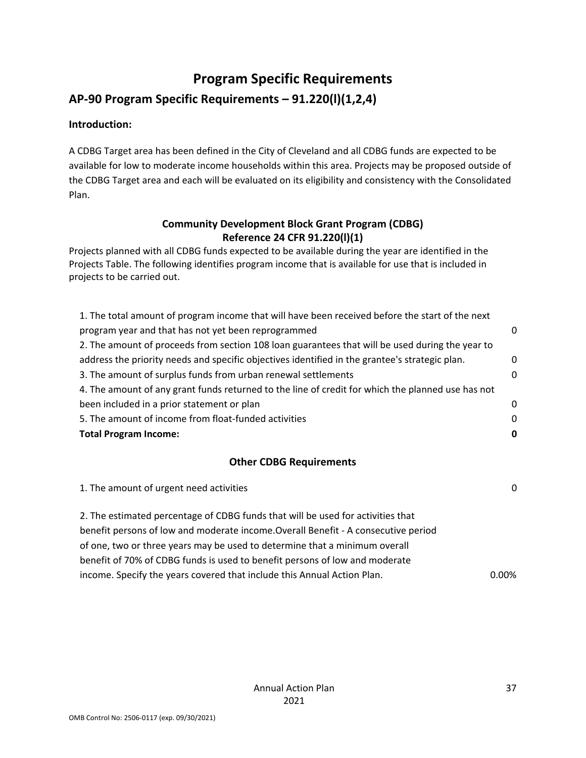# Program Specific Requirements

## AP-90 Program Specific Requirements – 91.220(l)(1,2,4)

**Introduction:**

A CDBG Target area has been defined in the City of Cleveland and all CDBG funds are expected to be available for low to moderate income households within this area. Projects may be proposed outside of the CDBG Target area and each will be evaluated on its eligibility and consistency with the Consolidated Plan.

### Community Development Block Grant Program (CDBG)
### Reference 24 CFR 91.220(l)(1)

Projects planned with all CDBG funds expected to be available during the year are identified in the Projects Table. The following identifies program income that is available for use that is included in projects to be carried out.

| | |
|---|---|
| 1. The total amount of program income that will have been received before the start of the next program year and that has not yet been reprogrammed | 0 |
| 2. The amount of proceeds from section 108 loan guarantees that will be used during the year to address the priority needs and specific objectives identified in the grantee's strategic plan. | 0 |
| 3. The amount of surplus funds from urban renewal settlements | 0 |
| 4. The amount of any grant funds returned to the line of credit for which the planned use has not been included in a prior statement or plan | 0 |
| 5. The amount of income from float-funded activities | 0 |
| **Total Program Income:** | **0** |

### Other CDBG Requirements

| | |
|---|---|
| 1. The amount of urgent need activities | 0 |
| 2. The estimated percentage of CDBG funds that will be used for activities that benefit persons of low and moderate income.Overall Benefit - A consecutive period of one, two or three years may be used to determine that a minimum overall benefit of 70% of CDBG funds is used to benefit persons of low and moderate income. Specify the years covered that include this Annual Action Plan. | 0.00% |